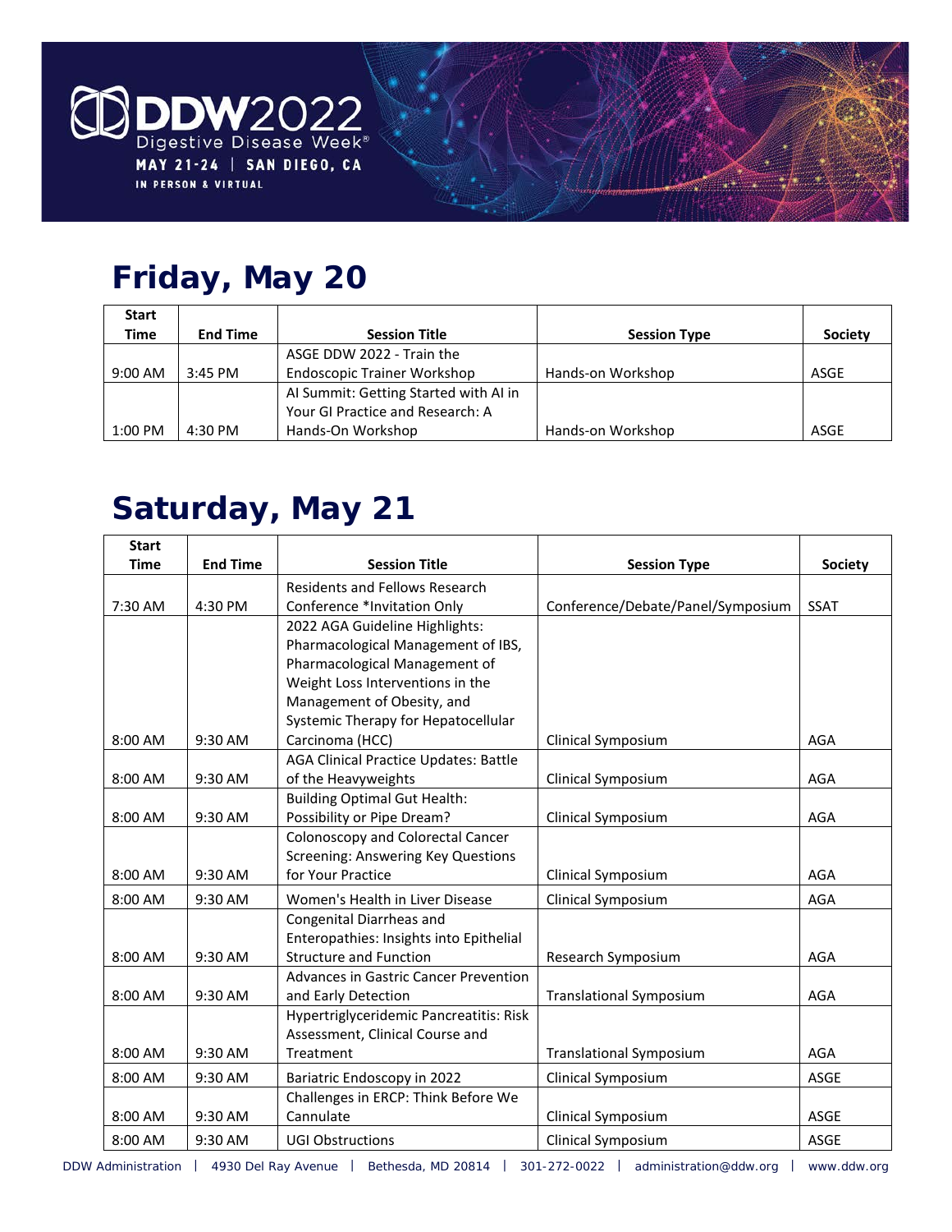DDW2022
Digestive Disease Week®
MAY 21-24 | SAN DIEGO, CA
IN PERSON & VIRTUAL

# Friday, May 20

| Start Time | End Time | Session Title | Session Type | Society |
|---|---|---|---|---|
| 9:00 AM | 3:45 PM | ASGE DDW 2022 - Train the Endoscopic Trainer Workshop | Hands-on Workshop | ASGE |
| 1:00 PM | 4:30 PM | AI Summit: Getting Started with AI in Your GI Practice and Research: A Hands-On Workshop | Hands-on Workshop | ASGE |

# Saturday, May 21

| Start Time | End Time | Session Title | Session Type | Society |
|---|---|---|---|---|
| 7:30 AM | 4:30 PM | Residents and Fellows Research Conference *Invitation Only | Conference/Debate/Panel/Symposium | SSAT |
| 8:00 AM | 9:30 AM | 2022 AGA Guideline Highlights: Pharmacological Management of IBS, Pharmacological Management of Weight Loss Interventions in the Management of Obesity, and Systemic Therapy for Hepatocellular Carcinoma (HCC) | Clinical Symposium | AGA |
| 8:00 AM | 9:30 AM | AGA Clinical Practice Updates: Battle of the Heavyweights | Clinical Symposium | AGA |
| 8:00 AM | 9:30 AM | Building Optimal Gut Health: Possibility or Pipe Dream? | Clinical Symposium | AGA |
| 8:00 AM | 9:30 AM | Colonoscopy and Colorectal Cancer Screening: Answering Key Questions for Your Practice | Clinical Symposium | AGA |
| 8:00 AM | 9:30 AM | Women's Health in Liver Disease | Clinical Symposium | AGA |
| 8:00 AM | 9:30 AM | Congenital Diarrheas and Enteropathies: Insights into Epithelial Structure and Function | Research Symposium | AGA |
| 8:00 AM | 9:30 AM | Advances in Gastric Cancer Prevention and Early Detection | Translational Symposium | AGA |
| 8:00 AM | 9:30 AM | Hypertriglyceridemic Pancreatitis: Risk Assessment, Clinical Course and Treatment | Translational Symposium | AGA |
| 8:00 AM | 9:30 AM | Bariatric Endoscopy in 2022 | Clinical Symposium | ASGE |
| 8:00 AM | 9:30 AM | Challenges in ERCP: Think Before We Cannulate | Clinical Symposium | ASGE |
| 8:00 AM | 9:30 AM | UGI Obstructions | Clinical Symposium | ASGE |

DDW Administration | 4930 Del Ray Avenue | Bethesda, MD 20814 | 301-272-0022 | administration@ddw.org | www.ddw.org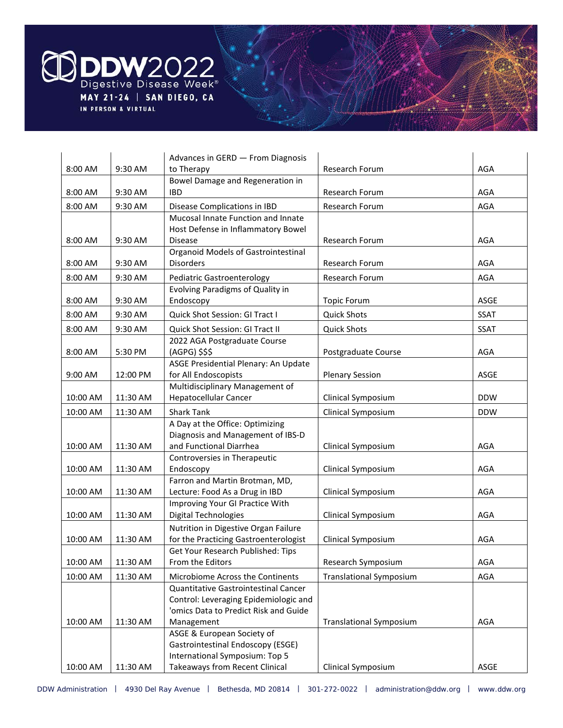| | | | | |
|---|---|---|---|---|
| 8:00 AM | 9:30 AM | Advances in GERD — From Diagnosis to Therapy | Research Forum | AGA |
| 8:00 AM | 9:30 AM | Bowel Damage and Regeneration in IBD | Research Forum | AGA |
| 8:00 AM | 9:30 AM | Disease Complications in IBD | Research Forum | AGA |
| 8:00 AM | 9:30 AM | Mucosal Innate Function and Innate Host Defense in Inflammatory Bowel Disease | Research Forum | AGA |
| 8:00 AM | 9:30 AM | Organoid Models of Gastrointestinal Disorders | Research Forum | AGA |
| 8:00 AM | 9:30 AM | Pediatric Gastroenterology | Research Forum | AGA |
| 8:00 AM | 9:30 AM | Evolving Paradigms of Quality in Endoscopy | Topic Forum | ASGE |
| 8:00 AM | 9:30 AM | Quick Shot Session: GI Tract I | Quick Shots | SSAT |
| 8:00 AM | 9:30 AM | Quick Shot Session: GI Tract II | Quick Shots | SSAT |
| 8:00 AM | 5:30 PM | 2022 AGA Postgraduate Course (AGPG) $$$ | Postgraduate Course | AGA |
| 9:00 AM | 12:00 PM | ASGE Presidential Plenary: An Update for All Endoscopists | Plenary Session | ASGE |
| 10:00 AM | 11:30 AM | Multidisciplinary Management of Hepatocellular Cancer | Clinical Symposium | DDW |
| 10:00 AM | 11:30 AM | Shark Tank | Clinical Symposium | DDW |
| 10:00 AM | 11:30 AM | A Day at the Office: Optimizing Diagnosis and Management of IBS-D and Functional Diarrhea | Clinical Symposium | AGA |
| 10:00 AM | 11:30 AM | Controversies in Therapeutic Endoscopy | Clinical Symposium | AGA |
| 10:00 AM | 11:30 AM | Farron and Martin Brotman, MD, Lecture: Food As a Drug in IBD | Clinical Symposium | AGA |
| 10:00 AM | 11:30 AM | Improving Your GI Practice With Digital Technologies | Clinical Symposium | AGA |
| 10:00 AM | 11:30 AM | Nutrition in Digestive Organ Failure for the Practicing Gastroenterologist | Clinical Symposium | AGA |
| 10:00 AM | 11:30 AM | Get Your Research Published: Tips From the Editors | Research Symposium | AGA |
| 10:00 AM | 11:30 AM | Microbiome Across the Continents | Translational Symposium | AGA |
| 10:00 AM | 11:30 AM | Quantitative Gastrointestinal Cancer Control: Leveraging Epidemiologic and 'omics Data to Predict Risk and Guide Management | Translational Symposium | AGA |
| 10:00 AM | 11:30 AM | ASGE & European Society of Gastrointestinal Endoscopy (ESGE) International Symposium: Top 5 Takeaways from Recent Clinical | Clinical Symposium | ASGE |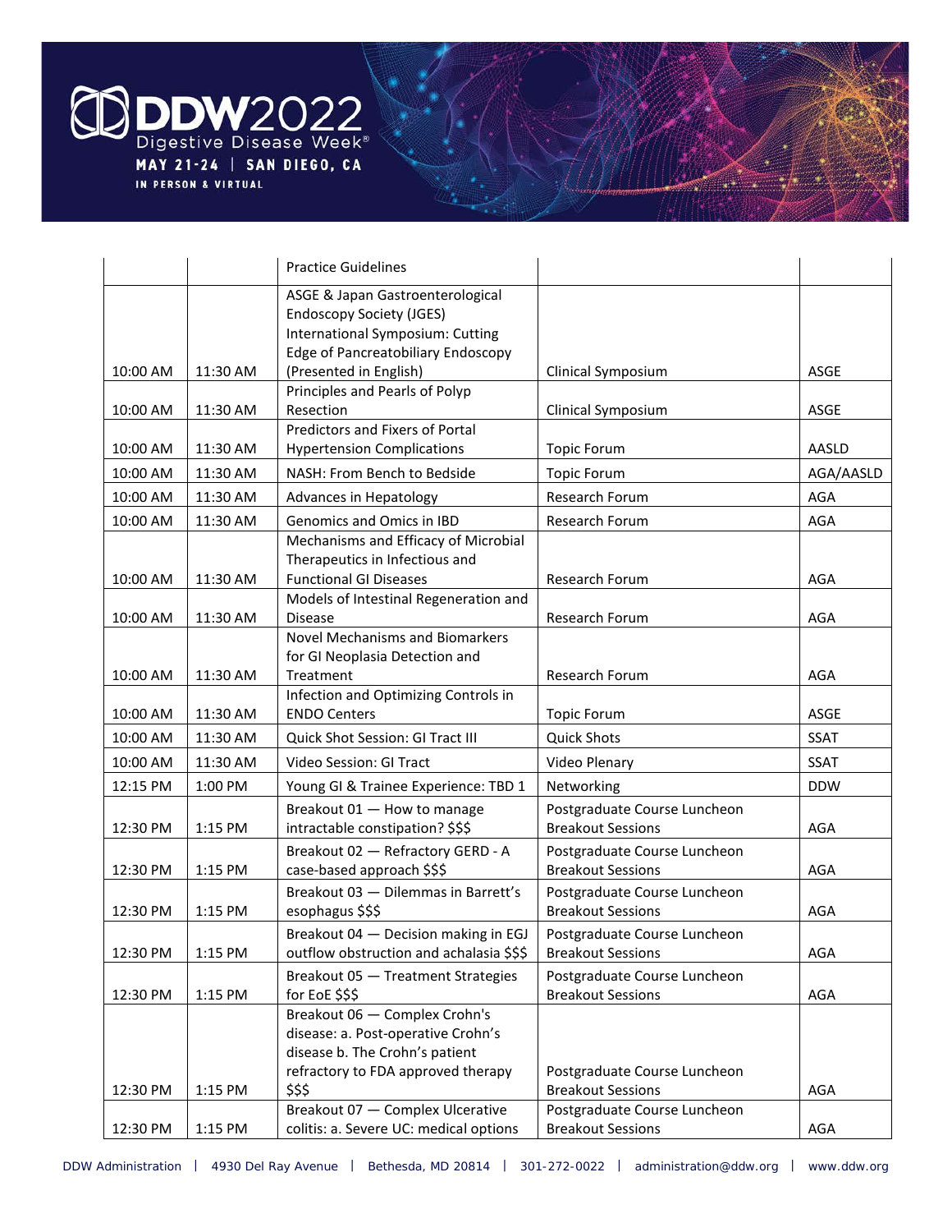|  |  | Practice Guidelines |  |  |
|---|---|---|---|---|
| 10:00 AM | 11:30 AM | ASGE & Japan Gastroenterological Endoscopy Society (JGES) International Symposium: Cutting Edge of Pancreatobiliary Endoscopy (Presented in English) | Clinical Symposium | ASGE |
| 10:00 AM | 11:30 AM | Principles and Pearls of Polyp Resection | Clinical Symposium | ASGE |
| 10:00 AM | 11:30 AM | Predictors and Fixers of Portal Hypertension Complications | Topic Forum | AASLD |
| 10:00 AM | 11:30 AM | NASH: From Bench to Bedside | Topic Forum | AGA/AASLD |
| 10:00 AM | 11:30 AM | Advances in Hepatology | Research Forum | AGA |
| 10:00 AM | 11:30 AM | Genomics and Omics in IBD | Research Forum | AGA |
| 10:00 AM | 11:30 AM | Mechanisms and Efficacy of Microbial Therapeutics in Infectious and Functional GI Diseases | Research Forum | AGA |
| 10:00 AM | 11:30 AM | Models of Intestinal Regeneration and Disease | Research Forum | AGA |
| 10:00 AM | 11:30 AM | Novel Mechanisms and Biomarkers for GI Neoplasia Detection and Treatment | Research Forum | AGA |
| 10:00 AM | 11:30 AM | Infection and Optimizing Controls in ENDO Centers | Topic Forum | ASGE |
| 10:00 AM | 11:30 AM | Quick Shot Session: GI Tract III | Quick Shots | SSAT |
| 10:00 AM | 11:30 AM | Video Session: GI Tract | Video Plenary | SSAT |
| 12:15 PM | 1:00 PM | Young GI & Trainee Experience: TBD 1 | Networking | DDW |
| 12:30 PM | 1:15 PM | Breakout 01 — How to manage intractable constipation? $$$ | Postgraduate Course Luncheon Breakout Sessions | AGA |
| 12:30 PM | 1:15 PM | Breakout 02 — Refractory GERD - A case-based approach $$$ | Postgraduate Course Luncheon Breakout Sessions | AGA |
| 12:30 PM | 1:15 PM | Breakout 03 — Dilemmas in Barrett's esophagus $$$ | Postgraduate Course Luncheon Breakout Sessions | AGA |
| 12:30 PM | 1:15 PM | Breakout 04 — Decision making in EGJ outflow obstruction and achalasia $$$ | Postgraduate Course Luncheon Breakout Sessions | AGA |
| 12:30 PM | 1:15 PM | Breakout 05 — Treatment Strategies for EoE $$$ | Postgraduate Course Luncheon Breakout Sessions | AGA |
| 12:30 PM | 1:15 PM | Breakout 06 — Complex Crohn's disease: a. Post-operative Crohn's disease b. The Crohn's patient refractory to FDA approved therapy $$$ | Postgraduate Course Luncheon Breakout Sessions | AGA |
| 12:30 PM | 1:15 PM | Breakout 07 — Complex Ulcerative colitis: a. Severe UC: medical options | Postgraduate Course Luncheon Breakout Sessions | AGA |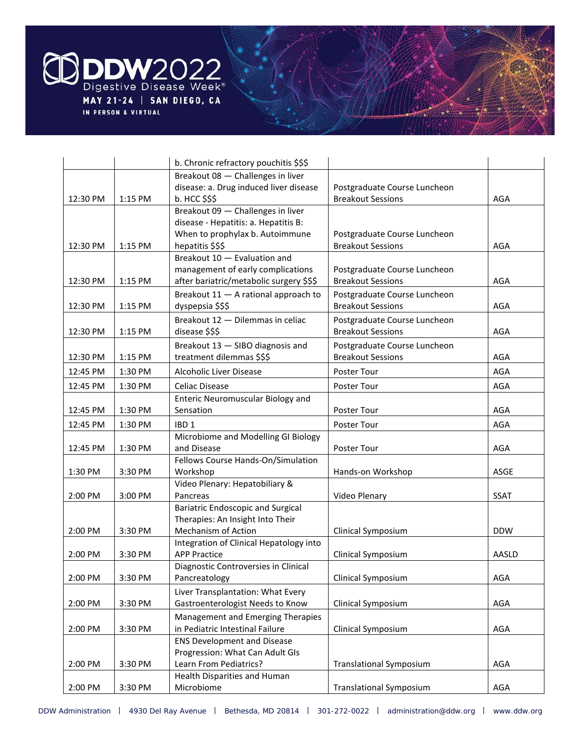| | | | | |
|---|---|---|---|---|
| | | b. Chronic refractory pouchitis $$$ | | |
| 12:30 PM | 1:15 PM | Breakout 08 — Challenges in liver disease: a. Drug induced liver disease b. HCC $$$ | Postgraduate Course Luncheon Breakout Sessions | AGA |
| 12:30 PM | 1:15 PM | Breakout 09 — Challenges in liver disease - Hepatitis: a. Hepatitis B: When to prophylax b. Autoimmune hepatitis $$$ | Postgraduate Course Luncheon Breakout Sessions | AGA |
| 12:30 PM | 1:15 PM | Breakout 10 — Evaluation and management of early complications after bariatric/metabolic surgery $$$ | Postgraduate Course Luncheon Breakout Sessions | AGA |
| 12:30 PM | 1:15 PM | Breakout 11 — A rational approach to dyspepsia $$$ | Postgraduate Course Luncheon Breakout Sessions | AGA |
| 12:30 PM | 1:15 PM | Breakout 12 — Dilemmas in celiac disease $$$ | Postgraduate Course Luncheon Breakout Sessions | AGA |
| 12:30 PM | 1:15 PM | Breakout 13 — SIBO diagnosis and treatment dilemmas $$$ | Postgraduate Course Luncheon Breakout Sessions | AGA |
| 12:45 PM | 1:30 PM | Alcoholic Liver Disease | Poster Tour | AGA |
| 12:45 PM | 1:30 PM | Celiac Disease | Poster Tour | AGA |
| 12:45 PM | 1:30 PM | Enteric Neuromuscular Biology and Sensation | Poster Tour | AGA |
| 12:45 PM | 1:30 PM | IBD 1 | Poster Tour | AGA |
| 12:45 PM | 1:30 PM | Microbiome and Modelling GI Biology and Disease | Poster Tour | AGA |
| 1:30 PM | 3:30 PM | Fellows Course Hands-On/Simulation Workshop | Hands-on Workshop | ASGE |
| 2:00 PM | 3:00 PM | Video Plenary: Hepatobiliary & Pancreas | Video Plenary | SSAT |
| 2:00 PM | 3:30 PM | Bariatric Endoscopic and Surgical Therapies: An Insight Into Their Mechanism of Action | Clinical Symposium | DDW |
| 2:00 PM | 3:30 PM | Integration of Clinical Hepatology into APP Practice | Clinical Symposium | AASLD |
| 2:00 PM | 3:30 PM | Diagnostic Controversies in Clinical Pancreatology | Clinical Symposium | AGA |
| 2:00 PM | 3:30 PM | Liver Transplantation: What Every Gastroenterologist Needs to Know | Clinical Symposium | AGA |
| 2:00 PM | 3:30 PM | Management and Emerging Therapies in Pediatric Intestinal Failure | Clinical Symposium | AGA |
| 2:00 PM | 3:30 PM | ENS Development and Disease Progression: What Can Adult GIs Learn From Pediatrics? | Translational Symposium | AGA |
| 2:00 PM | 3:30 PM | Health Disparities and Human Microbiome | Translational Symposium | AGA |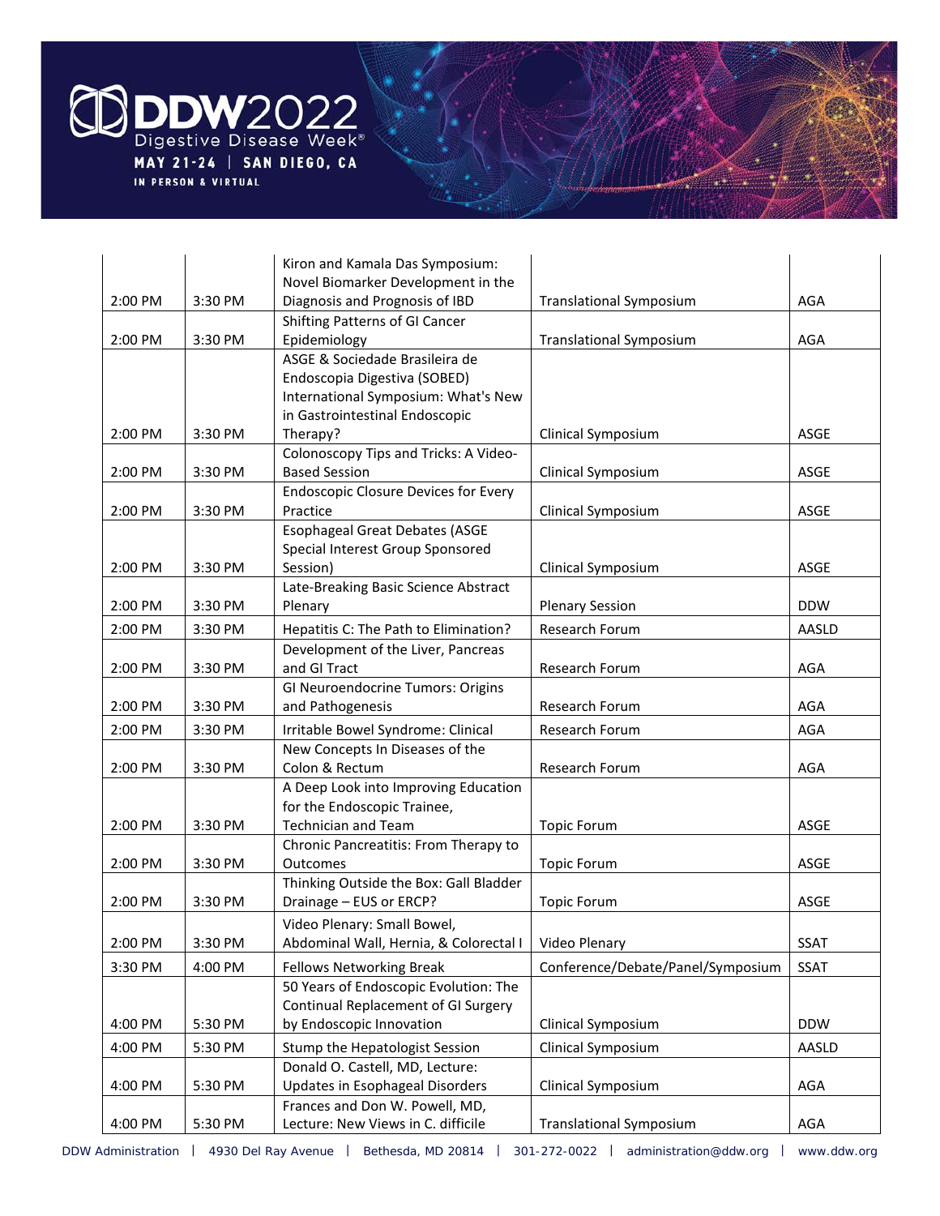| | | | | |
|---|---|---|---|---|
| 2:00 PM | 3:30 PM | Kiron and Kamala Das Symposium: Novel Biomarker Development in the Diagnosis and Prognosis of IBD | Translational Symposium | AGA |
| 2:00 PM | 3:30 PM | Shifting Patterns of GI Cancer Epidemiology | Translational Symposium | AGA |
| 2:00 PM | 3:30 PM | ASGE & Sociedade Brasileira de Endoscopia Digestiva (SOBED) International Symposium: What's New in Gastrointestinal Endoscopic Therapy? | Clinical Symposium | ASGE |
| 2:00 PM | 3:30 PM | Colonoscopy Tips and Tricks: A Video-Based Session | Clinical Symposium | ASGE |
| 2:00 PM | 3:30 PM | Endoscopic Closure Devices for Every Practice | Clinical Symposium | ASGE |
| 2:00 PM | 3:30 PM | Esophageal Great Debates (ASGE Special Interest Group Sponsored Session) | Clinical Symposium | ASGE |
| 2:00 PM | 3:30 PM | Late-Breaking Basic Science Abstract Plenary | Plenary Session | DDW |
| 2:00 PM | 3:30 PM | Hepatitis C: The Path to Elimination? | Research Forum | AASLD |
| 2:00 PM | 3:30 PM | Development of the Liver, Pancreas and GI Tract | Research Forum | AGA |
| 2:00 PM | 3:30 PM | GI Neuroendocrine Tumors: Origins and Pathogenesis | Research Forum | AGA |
| 2:00 PM | 3:30 PM | Irritable Bowel Syndrome: Clinical | Research Forum | AGA |
| 2:00 PM | 3:30 PM | New Concepts In Diseases of the Colon & Rectum | Research Forum | AGA |
| 2:00 PM | 3:30 PM | A Deep Look into Improving Education for the Endoscopic Trainee, Technician and Team | Topic Forum | ASGE |
| 2:00 PM | 3:30 PM | Chronic Pancreatitis: From Therapy to Outcomes | Topic Forum | ASGE |
| 2:00 PM | 3:30 PM | Thinking Outside the Box: Gall Bladder Drainage – EUS or ERCP? | Topic Forum | ASGE |
| 2:00 PM | 3:30 PM | Video Plenary: Small Bowel, Abdominal Wall, Hernia, & Colorectal I | Video Plenary | SSAT |
| 3:30 PM | 4:00 PM | Fellows Networking Break | Conference/Debate/Panel/Symposium | SSAT |
| 4:00 PM | 5:30 PM | 50 Years of Endoscopic Evolution: The Continual Replacement of GI Surgery by Endoscopic Innovation | Clinical Symposium | DDW |
| 4:00 PM | 5:30 PM | Stump the Hepatologist Session | Clinical Symposium | AASLD |
| 4:00 PM | 5:30 PM | Donald O. Castell, MD, Lecture: Updates in Esophageal Disorders | Clinical Symposium | AGA |
| 4:00 PM | 5:30 PM | Frances and Don W. Powell, MD, Lecture: New Views in C. difficile | Translational Symposium | AGA |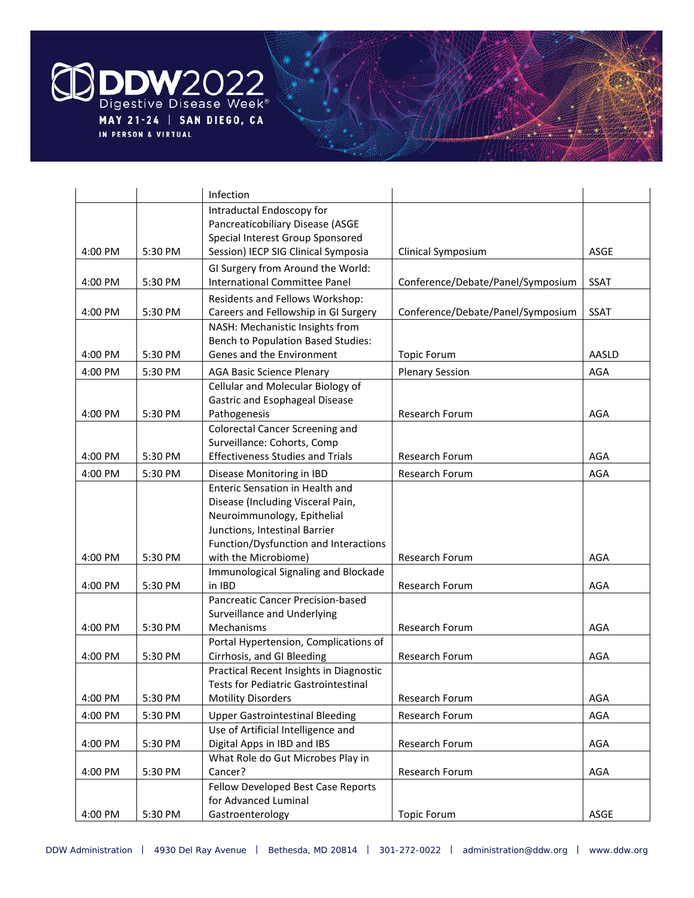| | | Infection | | |
|---|---|---|---|---|
| 4:00 PM | 5:30 PM | Intraductal Endoscopy for Pancreaticobiliary Disease (ASGE Special Interest Group Sponsored Session) IECP SIG Clinical Symposia | Clinical Symposium | ASGE |
| 4:00 PM | 5:30 PM | GI Surgery from Around the World: International Committee Panel | Conference/Debate/Panel/Symposium | SSAT |
| 4:00 PM | 5:30 PM | Residents and Fellows Workshop: Careers and Fellowship in GI Surgery | Conference/Debate/Panel/Symposium | SSAT |
| 4:00 PM | 5:30 PM | NASH: Mechanistic Insights from Bench to Population Based Studies: Genes and the Environment | Topic Forum | AASLD |
| 4:00 PM | 5:30 PM | AGA Basic Science Plenary | Plenary Session | AGA |
| 4:00 PM | 5:30 PM | Cellular and Molecular Biology of Gastric and Esophageal Disease Pathogenesis | Research Forum | AGA |
| 4:00 PM | 5:30 PM | Colorectal Cancer Screening and Surveillance: Cohorts, Comp Effectiveness Studies and Trials | Research Forum | AGA |
| 4:00 PM | 5:30 PM | Disease Monitoring in IBD | Research Forum | AGA |
| 4:00 PM | 5:30 PM | Enteric Sensation in Health and Disease (Including Visceral Pain, Neuroimmunology, Epithelial Junctions, Intestinal Barrier Function/Dysfunction and Interactions with the Microbiome) | Research Forum | AGA |
| 4:00 PM | 5:30 PM | Immunological Signaling and Blockade in IBD | Research Forum | AGA |
| 4:00 PM | 5:30 PM | Pancreatic Cancer Precision-based Surveillance and Underlying Mechanisms | Research Forum | AGA |
| 4:00 PM | 5:30 PM | Portal Hypertension, Complications of Cirrhosis, and GI Bleeding | Research Forum | AGA |
| 4:00 PM | 5:30 PM | Practical Recent Insights in Diagnostic Tests for Pediatric Gastrointestinal Motility Disorders | Research Forum | AGA |
| 4:00 PM | 5:30 PM | Upper Gastrointestinal Bleeding | Research Forum | AGA |
| 4:00 PM | 5:30 PM | Use of Artificial Intelligence and Digital Apps in IBD and IBS | Research Forum | AGA |
| 4:00 PM | 5:30 PM | What Role do Gut Microbes Play in Cancer? | Research Forum | AGA |
| 4:00 PM | 5:30 PM | Fellow Developed Best Case Reports for Advanced Luminal Gastroenterology | Topic Forum | ASGE |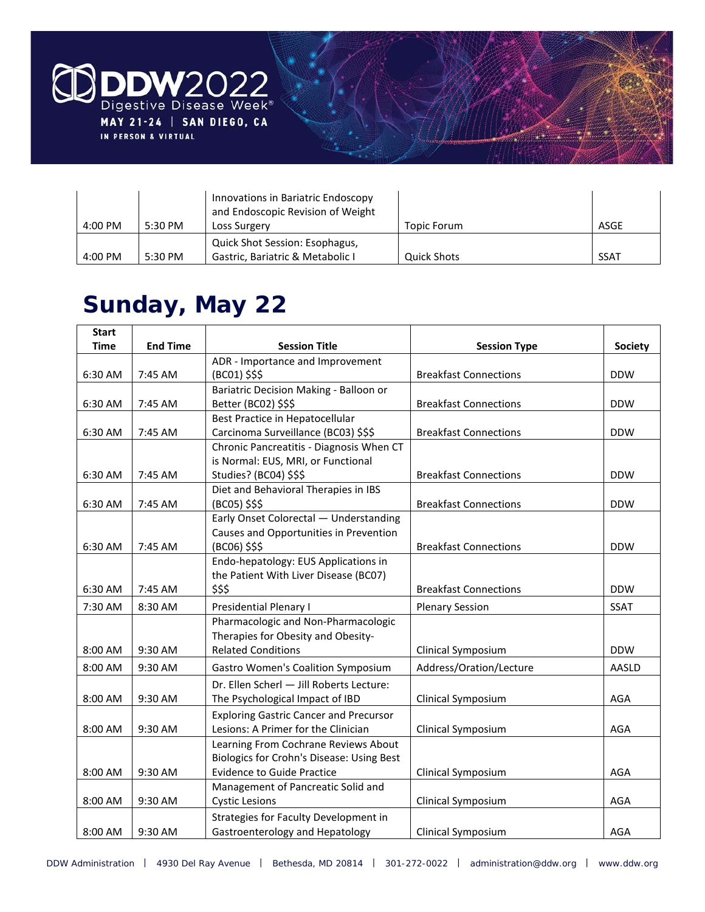| | | | | |
|---|---|---|---|---|
| 4:00 PM | 5:30 PM | Innovations in Bariatric Endoscopy and Endoscopic Revision of Weight Loss Surgery | Topic Forum | ASGE |
| 4:00 PM | 5:30 PM | Quick Shot Session: Esophagus, Gastric, Bariatric & Metabolic I | Quick Shots | SSAT |

# Sunday, May 22

| Start Time | End Time | Session Title | Session Type | Society |
|---|---|---|---|---|
| 6:30 AM | 7:45 AM | ADR - Importance and Improvement (BC01) $$$ | Breakfast Connections | DDW |
| 6:30 AM | 7:45 AM | Bariatric Decision Making - Balloon or Better (BC02) $$$ | Breakfast Connections | DDW |
| 6:30 AM | 7:45 AM | Best Practice in Hepatocellular Carcinoma Surveillance (BC03) $$$ | Breakfast Connections | DDW |
| 6:30 AM | 7:45 AM | Chronic Pancreatitis - Diagnosis When CT is Normal: EUS, MRI, or Functional Studies? (BC04) $$$ | Breakfast Connections | DDW |
| 6:30 AM | 7:45 AM | Diet and Behavioral Therapies in IBS (BC05) $$$ | Breakfast Connections | DDW |
| 6:30 AM | 7:45 AM | Early Onset Colorectal — Understanding Causes and Opportunities in Prevention (BC06) $$$ | Breakfast Connections | DDW |
| 6:30 AM | 7:45 AM | Endo-hepatology: EUS Applications in the Patient With Liver Disease (BC07) $$$ | Breakfast Connections | DDW |
| 7:30 AM | 8:30 AM | Presidential Plenary I | Plenary Session | SSAT |
| 8:00 AM | 9:30 AM | Pharmacologic and Non-Pharmacologic Therapies for Obesity and Obesity-Related Conditions | Clinical Symposium | DDW |
| 8:00 AM | 9:30 AM | Gastro Women's Coalition Symposium | Address/Oration/Lecture | AASLD |
| 8:00 AM | 9:30 AM | Dr. Ellen Scherl — Jill Roberts Lecture: The Psychological Impact of IBD | Clinical Symposium | AGA |
| 8:00 AM | 9:30 AM | Exploring Gastric Cancer and Precursor Lesions: A Primer for the Clinician | Clinical Symposium | AGA |
| 8:00 AM | 9:30 AM | Learning From Cochrane Reviews About Biologics for Crohn's Disease: Using Best Evidence to Guide Practice | Clinical Symposium | AGA |
| 8:00 AM | 9:30 AM | Management of Pancreatic Solid and Cystic Lesions | Clinical Symposium | AGA |
| 8:00 AM | 9:30 AM | Strategies for Faculty Development in Gastroenterology and Hepatology | Clinical Symposium | AGA |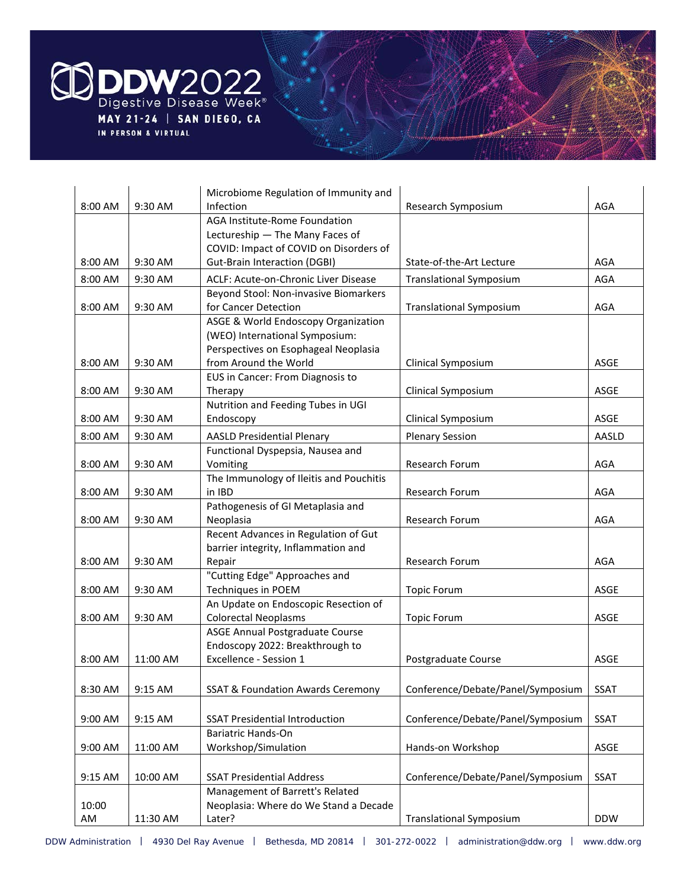| | | | | |
|---|---|---|---|---|
| 8:00 AM | 9:30 AM | Microbiome Regulation of Immunity and Infection | Research Symposium | AGA |
| 8:00 AM | 9:30 AM | AGA Institute-Rome Foundation Lectureship — The Many Faces of COVID: Impact of COVID on Disorders of Gut-Brain Interaction (DGBI) | State-of-the-Art Lecture | AGA |
| 8:00 AM | 9:30 AM | ACLF: Acute-on-Chronic Liver Disease | Translational Symposium | AGA |
| 8:00 AM | 9:30 AM | Beyond Stool: Non-invasive Biomarkers for Cancer Detection | Translational Symposium | AGA |
| 8:00 AM | 9:30 AM | ASGE & World Endoscopy Organization (WEO) International Symposium: Perspectives on Esophageal Neoplasia from Around the World | Clinical Symposium | ASGE |
| 8:00 AM | 9:30 AM | EUS in Cancer: From Diagnosis to Therapy | Clinical Symposium | ASGE |
| 8:00 AM | 9:30 AM | Nutrition and Feeding Tubes in UGI Endoscopy | Clinical Symposium | ASGE |
| 8:00 AM | 9:30 AM | AASLD Presidential Plenary | Plenary Session | AASLD |
| 8:00 AM | 9:30 AM | Functional Dyspepsia, Nausea and Vomiting | Research Forum | AGA |
| 8:00 AM | 9:30 AM | The Immunology of Ileitis and Pouchitis in IBD | Research Forum | AGA |
| 8:00 AM | 9:30 AM | Pathogenesis of GI Metaplasia and Neoplasia | Research Forum | AGA |
| 8:00 AM | 9:30 AM | Recent Advances in Regulation of Gut barrier integrity, Inflammation and Repair | Research Forum | AGA |
| 8:00 AM | 9:30 AM | "Cutting Edge" Approaches and Techniques in POEM | Topic Forum | ASGE |
| 8:00 AM | 9:30 AM | An Update on Endoscopic Resection of Colorectal Neoplasms | Topic Forum | ASGE |
| 8:00 AM | 11:00 AM | ASGE Annual Postgraduate Course Endoscopy 2022: Breakthrough to Excellence - Session 1 | Postgraduate Course | ASGE |
| 8:30 AM | 9:15 AM | SSAT & Foundation Awards Ceremony | Conference/Debate/Panel/Symposium | SSAT |
| 9:00 AM | 9:15 AM | SSAT Presidential Introduction | Conference/Debate/Panel/Symposium | SSAT |
| 9:00 AM | 11:00 AM | Bariatric Hands-On Workshop/Simulation | Hands-on Workshop | ASGE |
| 9:15 AM | 10:00 AM | SSAT Presidential Address | Conference/Debate/Panel/Symposium | SSAT |
| 10:00 AM | 11:30 AM | Management of Barrett's Related Neoplasia: Where do We Stand a Decade Later? | Translational Symposium | DDW |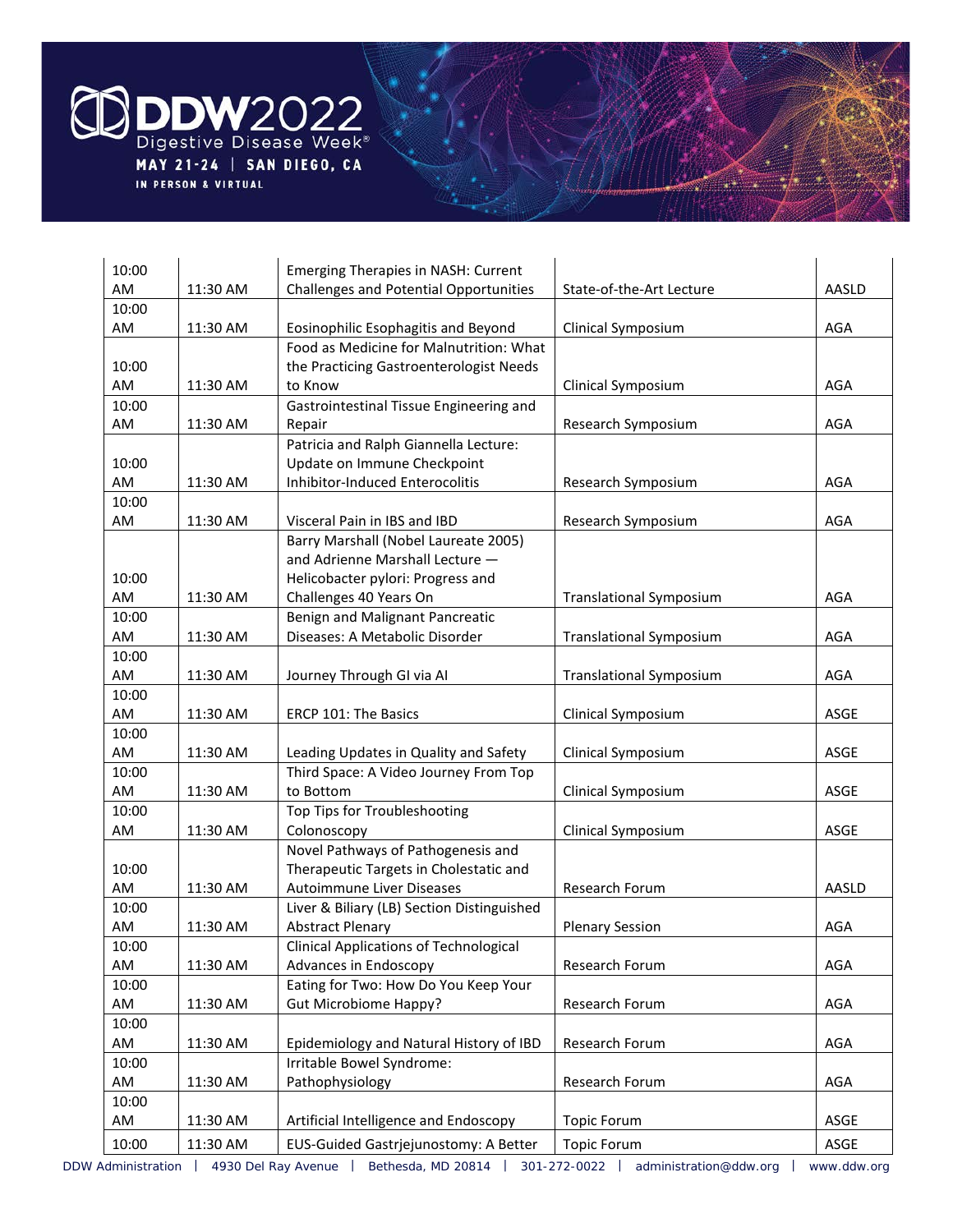| | | | | |
|---|---|---|---|---|
| 10:00 AM | 11:30 AM | Emerging Therapies in NASH: Current Challenges and Potential Opportunities | State-of-the-Art Lecture | AASLD |
| 10:00 AM | 11:30 AM | Eosinophilic Esophagitis and Beyond | Clinical Symposium | AGA |
| 10:00 AM | 11:30 AM | Food as Medicine for Malnutrition: What the Practicing Gastroenterologist Needs to Know | Clinical Symposium | AGA |
| 10:00 AM | 11:30 AM | Gastrointestinal Tissue Engineering and Repair | Research Symposium | AGA |
| 10:00 AM | 11:30 AM | Patricia and Ralph Giannella Lecture: Update on Immune Checkpoint Inhibitor-Induced Enterocolitis | Research Symposium | AGA |
| 10:00 AM | 11:30 AM | Visceral Pain in IBS and IBD | Research Symposium | AGA |
| 10:00 AM | 11:30 AM | Barry Marshall (Nobel Laureate 2005) and Adrienne Marshall Lecture — Helicobacter pylori: Progress and Challenges 40 Years On | Translational Symposium | AGA |
| 10:00 AM | 11:30 AM | Benign and Malignant Pancreatic Diseases: A Metabolic Disorder | Translational Symposium | AGA |
| 10:00 AM | 11:30 AM | Journey Through GI via AI | Translational Symposium | AGA |
| 10:00 AM | 11:30 AM | ERCP 101: The Basics | Clinical Symposium | ASGE |
| 10:00 AM | 11:30 AM | Leading Updates in Quality and Safety | Clinical Symposium | ASGE |
| 10:00 AM | 11:30 AM | Third Space: A Video Journey From Top to Bottom | Clinical Symposium | ASGE |
| 10:00 AM | 11:30 AM | Top Tips for Troubleshooting Colonoscopy | Clinical Symposium | ASGE |
| 10:00 AM | 11:30 AM | Novel Pathways of Pathogenesis and Therapeutic Targets in Cholestatic and Autoimmune Liver Diseases | Research Forum | AASLD |
| 10:00 AM | 11:30 AM | Liver & Biliary (LB) Section Distinguished Abstract Plenary | Plenary Session | AGA |
| 10:00 AM | 11:30 AM | Clinical Applications of Technological Advances in Endoscopy | Research Forum | AGA |
| 10:00 AM | 11:30 AM | Eating for Two: How Do You Keep Your Gut Microbiome Happy? | Research Forum | AGA |
| 10:00 AM | 11:30 AM | Epidemiology and Natural History of IBD | Research Forum | AGA |
| 10:00 AM | 11:30 AM | Irritable Bowel Syndrome: Pathophysiology | Research Forum | AGA |
| 10:00 AM | 11:30 AM | Artificial Intelligence and Endoscopy | Topic Forum | ASGE |
| 10:00 | 11:30 AM | EUS-Guided Gastrjejunostomy: A Better | Topic Forum | ASGE |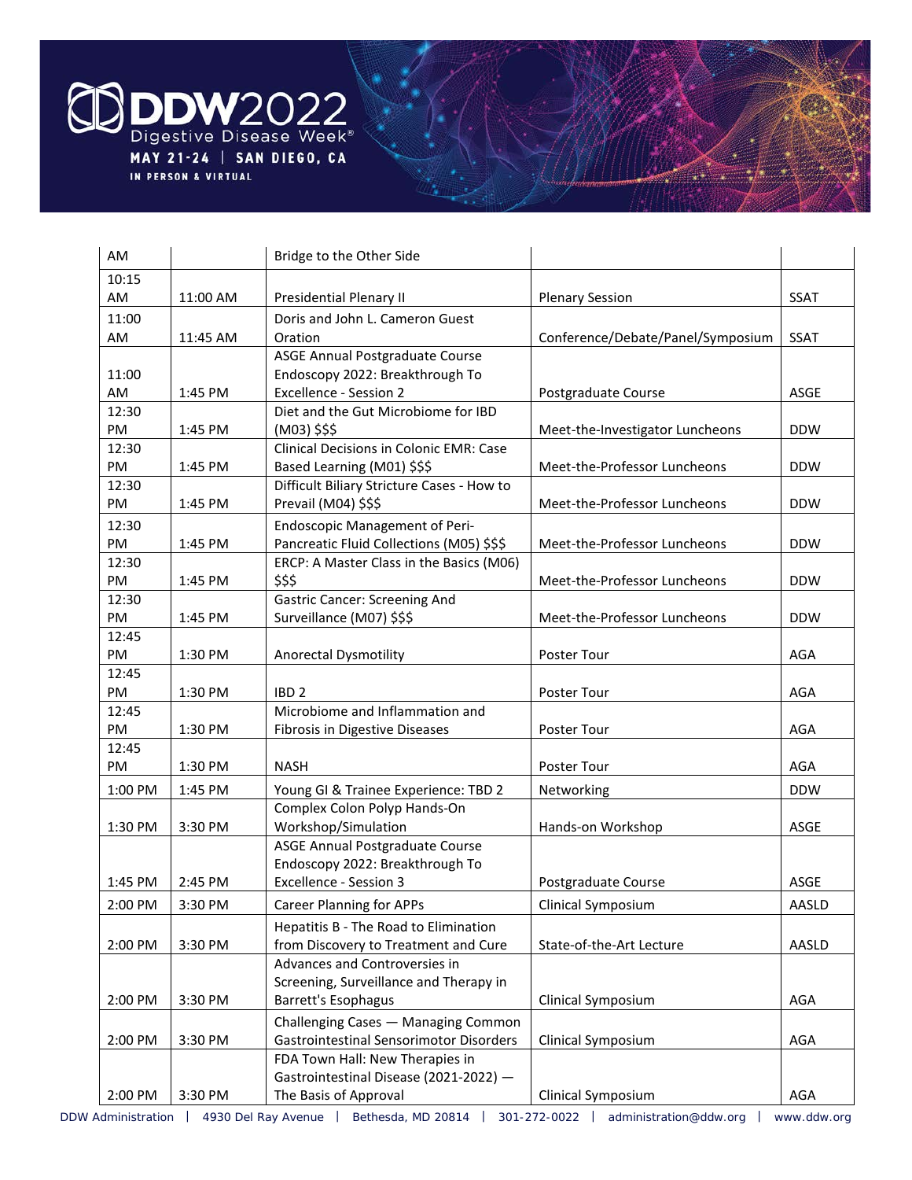| | | | | |
|---|---|---|---|---|
| AM | | Bridge to the Other Side | | |
| 10:15 AM | 11:00 AM | Presidential Plenary II | Plenary Session | SSAT |
| 11:00 AM | 11:45 AM | Doris and John L. Cameron Guest Oration | Conference/Debate/Panel/Symposium | SSAT |
| 11:00 AM | 1:45 PM | ASGE Annual Postgraduate Course Endoscopy 2022: Breakthrough To Excellence - Session 2 | Postgraduate Course | ASGE |
| 12:30 PM | 1:45 PM | Diet and the Gut Microbiome for IBD (M03) $$$ | Meet-the-Investigator Luncheons | DDW |
| 12:30 PM | 1:45 PM | Clinical Decisions in Colonic EMR: Case Based Learning (M01) $$$ | Meet-the-Professor Luncheons | DDW |
| 12:30 PM | 1:45 PM | Difficult Biliary Stricture Cases - How to Prevail (M04) $$$ | Meet-the-Professor Luncheons | DDW |
| 12:30 PM | 1:45 PM | Endoscopic Management of Peri-Pancreatic Fluid Collections (M05) $$$ | Meet-the-Professor Luncheons | DDW |
| 12:30 PM | 1:45 PM | ERCP: A Master Class in the Basics (M06) $$$ | Meet-the-Professor Luncheons | DDW |
| 12:30 PM | 1:45 PM | Gastric Cancer: Screening And Surveillance (M07) $$$ | Meet-the-Professor Luncheons | DDW |
| 12:45 PM | 1:30 PM | Anorectal Dysmotility | Poster Tour | AGA |
| 12:45 PM | 1:30 PM | IBD 2 | Poster Tour | AGA |
| 12:45 PM | 1:30 PM | Microbiome and Inflammation and Fibrosis in Digestive Diseases | Poster Tour | AGA |
| 12:45 PM | 1:30 PM | NASH | Poster Tour | AGA |
| 1:00 PM | 1:45 PM | Young GI & Trainee Experience: TBD 2 | Networking | DDW |
| 1:30 PM | 3:30 PM | Complex Colon Polyp Hands-On Workshop/Simulation | Hands-on Workshop | ASGE |
| 1:45 PM | 2:45 PM | ASGE Annual Postgraduate Course Endoscopy 2022: Breakthrough To Excellence - Session 3 | Postgraduate Course | ASGE |
| 2:00 PM | 3:30 PM | Career Planning for APPs | Clinical Symposium | AASLD |
| 2:00 PM | 3:30 PM | Hepatitis B - The Road to Elimination from Discovery to Treatment and Cure | State-of-the-Art Lecture | AASLD |
| 2:00 PM | 3:30 PM | Advances and Controversies in Screening, Surveillance and Therapy in Barrett's Esophagus | Clinical Symposium | AGA |
| 2:00 PM | 3:30 PM | Challenging Cases — Managing Common Gastrointestinal Sensorimotor Disorders | Clinical Symposium | AGA |
| 2:00 PM | 3:30 PM | FDA Town Hall: New Therapies in Gastrointestinal Disease (2021-2022) — The Basis of Approval | Clinical Symposium | AGA |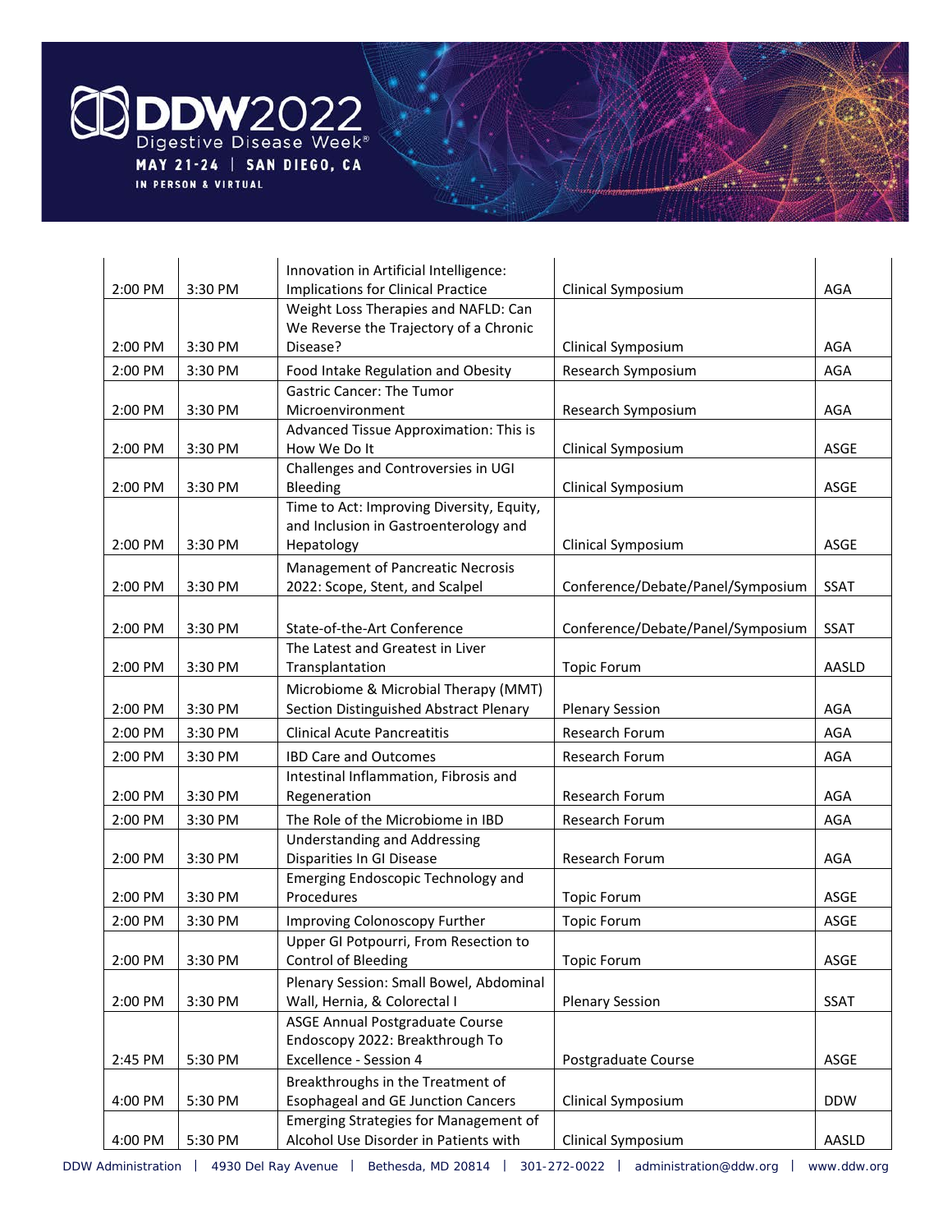| | | | | |
|---|---|---|---|---|
| 2:00 PM | 3:30 PM | Innovation in Artificial Intelligence: Implications for Clinical Practice | Clinical Symposium | AGA |
| 2:00 PM | 3:30 PM | Weight Loss Therapies and NAFLD: Can We Reverse the Trajectory of a Chronic Disease? | Clinical Symposium | AGA |
| 2:00 PM | 3:30 PM | Food Intake Regulation and Obesity | Research Symposium | AGA |
| 2:00 PM | 3:30 PM | Gastric Cancer: The Tumor Microenvironment | Research Symposium | AGA |
| 2:00 PM | 3:30 PM | Advanced Tissue Approximation: This is How We Do It | Clinical Symposium | ASGE |
| 2:00 PM | 3:30 PM | Challenges and Controversies in UGI Bleeding | Clinical Symposium | ASGE |
| 2:00 PM | 3:30 PM | Time to Act: Improving Diversity, Equity, and Inclusion in Gastroenterology and Hepatology | Clinical Symposium | ASGE |
| 2:00 PM | 3:30 PM | Management of Pancreatic Necrosis 2022: Scope, Stent, and Scalpel | Conference/Debate/Panel/Symposium | SSAT |
| 2:00 PM | 3:30 PM | State-of-the-Art Conference | Conference/Debate/Panel/Symposium | SSAT |
| 2:00 PM | 3:30 PM | The Latest and Greatest in Liver Transplantation | Topic Forum | AASLD |
| 2:00 PM | 3:30 PM | Microbiome & Microbial Therapy (MMT) Section Distinguished Abstract Plenary | Plenary Session | AGA |
| 2:00 PM | 3:30 PM | Clinical Acute Pancreatitis | Research Forum | AGA |
| 2:00 PM | 3:30 PM | IBD Care and Outcomes | Research Forum | AGA |
| 2:00 PM | 3:30 PM | Intestinal Inflammation, Fibrosis and Regeneration | Research Forum | AGA |
| 2:00 PM | 3:30 PM | The Role of the Microbiome in IBD | Research Forum | AGA |
| 2:00 PM | 3:30 PM | Understanding and Addressing Disparities In GI Disease | Research Forum | AGA |
| 2:00 PM | 3:30 PM | Emerging Endoscopic Technology and Procedures | Topic Forum | ASGE |
| 2:00 PM | 3:30 PM | Improving Colonoscopy Further | Topic Forum | ASGE |
| 2:00 PM | 3:30 PM | Upper GI Potpourri, From Resection to Control of Bleeding | Topic Forum | ASGE |
| 2:00 PM | 3:30 PM | Plenary Session: Small Bowel, Abdominal Wall, Hernia, & Colorectal I | Plenary Session | SSAT |
| 2:45 PM | 5:30 PM | ASGE Annual Postgraduate Course Endoscopy 2022: Breakthrough To Excellence - Session 4 | Postgraduate Course | ASGE |
| 4:00 PM | 5:30 PM | Breakthroughs in the Treatment of Esophageal and GE Junction Cancers | Clinical Symposium | DDW |
| 4:00 PM | 5:30 PM | Emerging Strategies for Management of Alcohol Use Disorder in Patients with | Clinical Symposium | AASLD |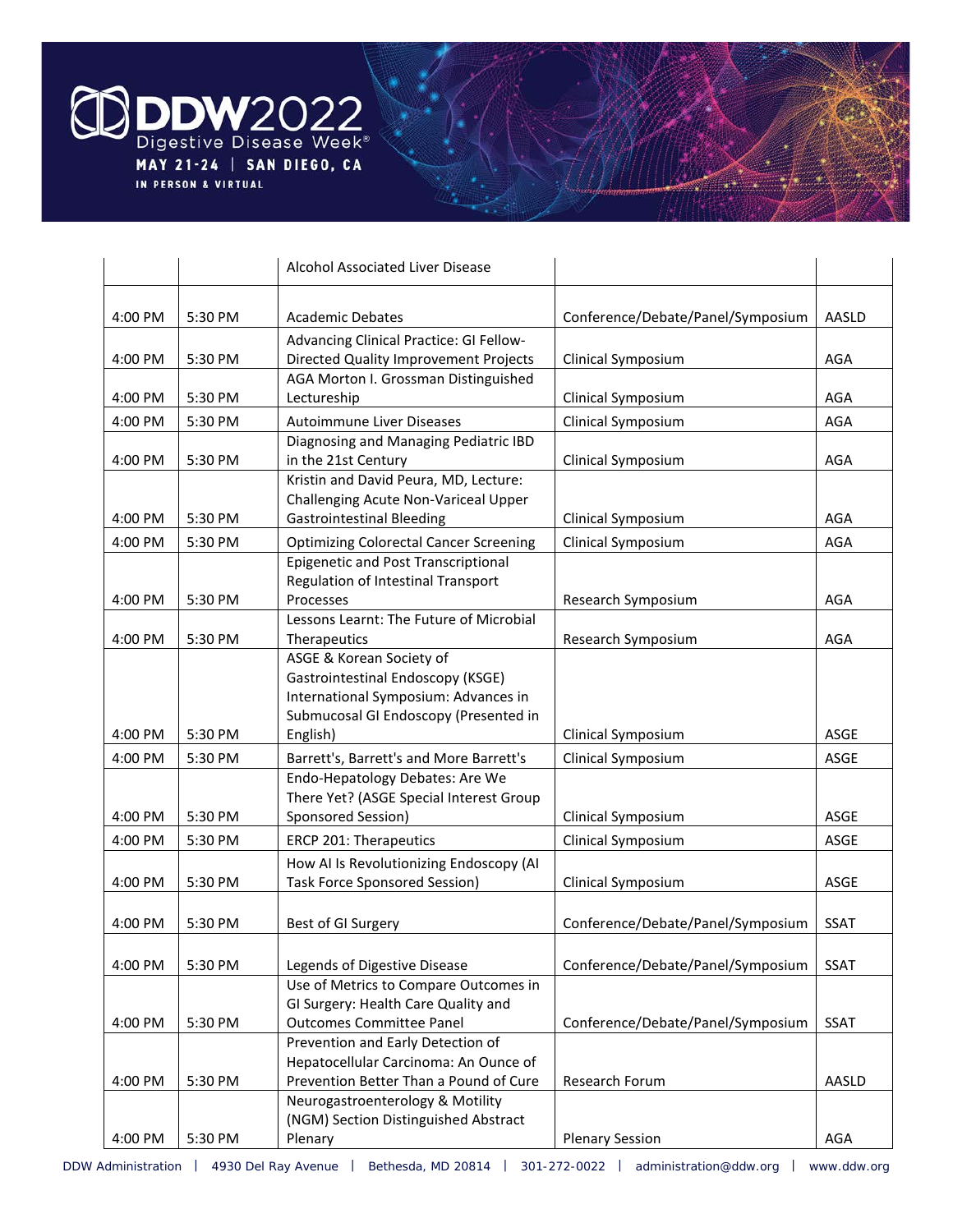|  |  | Alcohol Associated Liver Disease |  |  |
|---|---|---|---|---|
| 4:00 PM | 5:30 PM | Academic Debates | Conference/Debate/Panel/Symposium | AASLD |
| 4:00 PM | 5:30 PM | Advancing Clinical Practice: GI Fellow-Directed Quality Improvement Projects | Clinical Symposium | AGA |
| 4:00 PM | 5:30 PM | AGA Morton I. Grossman Distinguished Lectureship | Clinical Symposium | AGA |
| 4:00 PM | 5:30 PM | Autoimmune Liver Diseases | Clinical Symposium | AGA |
| 4:00 PM | 5:30 PM | Diagnosing and Managing Pediatric IBD in the 21st Century | Clinical Symposium | AGA |
| 4:00 PM | 5:30 PM | Kristin and David Peura, MD, Lecture: Challenging Acute Non-Variceal Upper Gastrointestinal Bleeding | Clinical Symposium | AGA |
| 4:00 PM | 5:30 PM | Optimizing Colorectal Cancer Screening | Clinical Symposium | AGA |
| 4:00 PM | 5:30 PM | Epigenetic and Post Transcriptional Regulation of Intestinal Transport Processes | Research Symposium | AGA |
| 4:00 PM | 5:30 PM | Lessons Learnt: The Future of Microbial Therapeutics | Research Symposium | AGA |
| 4:00 PM | 5:30 PM | ASGE & Korean Society of Gastrointestinal Endoscopy (KSGE) International Symposium: Advances in Submucosal GI Endoscopy (Presented in English) | Clinical Symposium | ASGE |
| 4:00 PM | 5:30 PM | Barrett's, Barrett's and More Barrett's | Clinical Symposium | ASGE |
| 4:00 PM | 5:30 PM | Endo-Hepatology Debates: Are We There Yet? (ASGE Special Interest Group Sponsored Session) | Clinical Symposium | ASGE |
| 4:00 PM | 5:30 PM | ERCP 201: Therapeutics | Clinical Symposium | ASGE |
| 4:00 PM | 5:30 PM | How AI Is Revolutionizing Endoscopy (AI Task Force Sponsored Session) | Clinical Symposium | ASGE |
| 4:00 PM | 5:30 PM | Best of GI Surgery | Conference/Debate/Panel/Symposium | SSAT |
| 4:00 PM | 5:30 PM | Legends of Digestive Disease | Conference/Debate/Panel/Symposium | SSAT |
| 4:00 PM | 5:30 PM | Use of Metrics to Compare Outcomes in GI Surgery: Health Care Quality and Outcomes Committee Panel | Conference/Debate/Panel/Symposium | SSAT |
| 4:00 PM | 5:30 PM | Prevention and Early Detection of Hepatocellular Carcinoma: An Ounce of Prevention Better Than a Pound of Cure | Research Forum | AASLD |
| 4:00 PM | 5:30 PM | Neurogastroenterology & Motility (NGM) Section Distinguished Abstract Plenary | Plenary Session | AGA |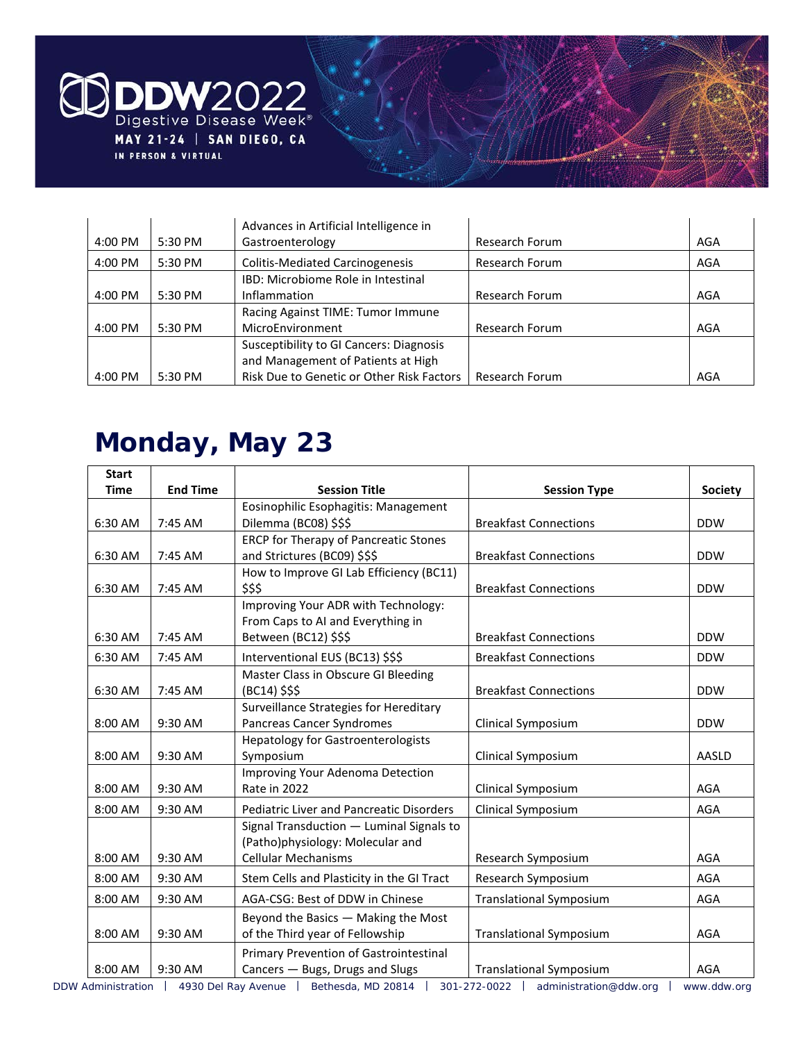| | | | | |
|---|---|---|---|---|
| 4:00 PM | 5:30 PM | Advances in Artificial Intelligence in Gastroenterology | Research Forum | AGA |
| 4:00 PM | 5:30 PM | Colitis-Mediated Carcinogenesis | Research Forum | AGA |
| 4:00 PM | 5:30 PM | IBD: Microbiome Role in Intestinal Inflammation | Research Forum | AGA |
| 4:00 PM | 5:30 PM | Racing Against TIME: Tumor Immune MicroEnvironment | Research Forum | AGA |
| 4:00 PM | 5:30 PM | Susceptibility to GI Cancers: Diagnosis and Management of Patients at High Risk Due to Genetic or Other Risk Factors | Research Forum | AGA |

# Monday, May 23

| Start Time | End Time | Session Title | Session Type | Society |
|---|---|---|---|---|
| 6:30 AM | 7:45 AM | Eosinophilic Esophagitis: Management Dilemma (BC08) $$$ | Breakfast Connections | DDW |
| 6:30 AM | 7:45 AM | ERCP for Therapy of Pancreatic Stones and Strictures (BC09) $$$ | Breakfast Connections | DDW |
| 6:30 AM | 7:45 AM | How to Improve GI Lab Efficiency (BC11) $$$ | Breakfast Connections | DDW |
| 6:30 AM | 7:45 AM | Improving Your ADR with Technology: From Caps to AI and Everything in Between (BC12) $$$ | Breakfast Connections | DDW |
| 6:30 AM | 7:45 AM | Interventional EUS (BC13) $$$ | Breakfast Connections | DDW |
| 6:30 AM | 7:45 AM | Master Class in Obscure GI Bleeding (BC14) $$$ | Breakfast Connections | DDW |
| 8:00 AM | 9:30 AM | Surveillance Strategies for Hereditary Pancreas Cancer Syndromes | Clinical Symposium | DDW |
| 8:00 AM | 9:30 AM | Hepatology for Gastroenterologists Symposium | Clinical Symposium | AASLD |
| 8:00 AM | 9:30 AM | Improving Your Adenoma Detection Rate in 2022 | Clinical Symposium | AGA |
| 8:00 AM | 9:30 AM | Pediatric Liver and Pancreatic Disorders | Clinical Symposium | AGA |
| 8:00 AM | 9:30 AM | Signal Transduction — Luminal Signals to (Patho)physiology: Molecular and Cellular Mechanisms | Research Symposium | AGA |
| 8:00 AM | 9:30 AM | Stem Cells and Plasticity in the GI Tract | Research Symposium | AGA |
| 8:00 AM | 9:30 AM | AGA-CSG: Best of DDW in Chinese | Translational Symposium | AGA |
| 8:00 AM | 9:30 AM | Beyond the Basics — Making the Most of the Third year of Fellowship | Translational Symposium | AGA |
| 8:00 AM | 9:30 AM | Primary Prevention of Gastrointestinal Cancers — Bugs, Drugs and Slugs | Translational Symposium | AGA |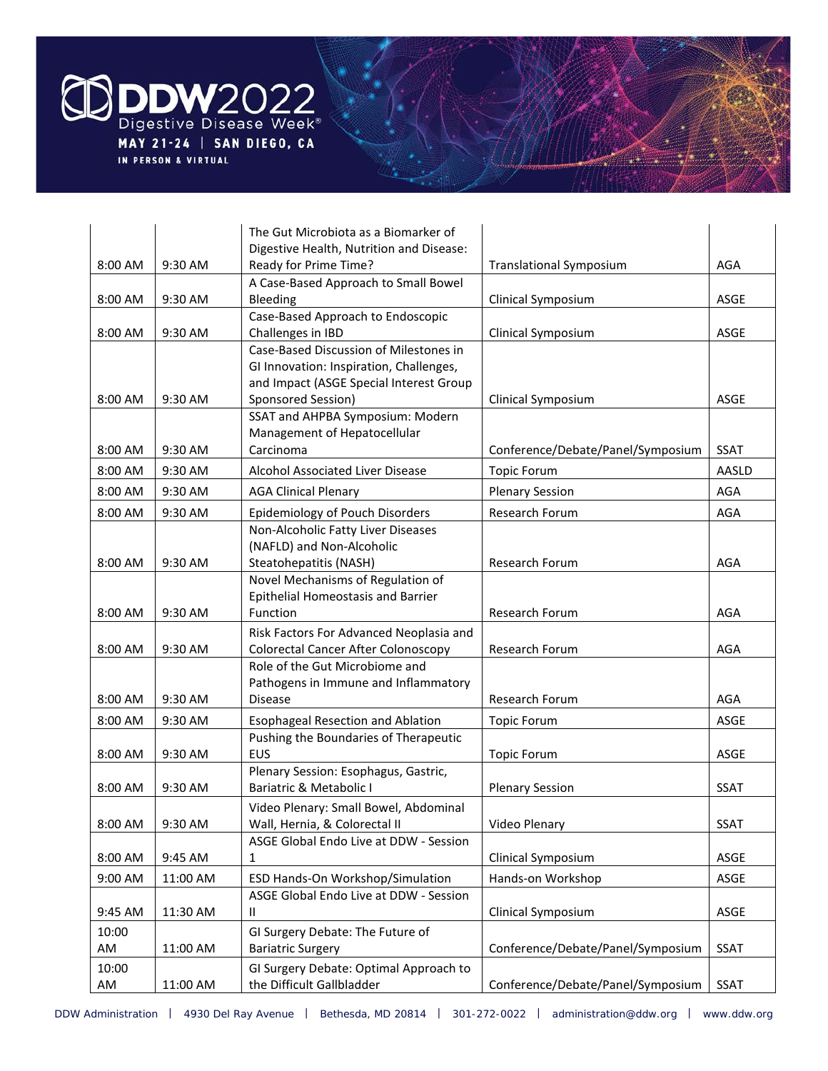| | | | | |
|---|---|---|---|---|
| 8:00 AM | 9:30 AM | The Gut Microbiota as a Biomarker of Digestive Health, Nutrition and Disease: Ready for Prime Time? | Translational Symposium | AGA |
| 8:00 AM | 9:30 AM | A Case-Based Approach to Small Bowel Bleeding | Clinical Symposium | ASGE |
| 8:00 AM | 9:30 AM | Case-Based Approach to Endoscopic Challenges in IBD | Clinical Symposium | ASGE |
| 8:00 AM | 9:30 AM | Case-Based Discussion of Milestones in GI Innovation: Inspiration, Challenges, and Impact (ASGE Special Interest Group Sponsored Session) | Clinical Symposium | ASGE |
| 8:00 AM | 9:30 AM | SSAT and AHPBA Symposium: Modern Management of Hepatocellular Carcinoma | Conference/Debate/Panel/Symposium | SSAT |
| 8:00 AM | 9:30 AM | Alcohol Associated Liver Disease | Topic Forum | AASLD |
| 8:00 AM | 9:30 AM | AGA Clinical Plenary | Plenary Session | AGA |
| 8:00 AM | 9:30 AM | Epidemiology of Pouch Disorders | Research Forum | AGA |
| 8:00 AM | 9:30 AM | Non-Alcoholic Fatty Liver Diseases (NAFLD) and Non-Alcoholic Steatohepatitis (NASH) | Research Forum | AGA |
| 8:00 AM | 9:30 AM | Novel Mechanisms of Regulation of Epithelial Homeostasis and Barrier Function | Research Forum | AGA |
| 8:00 AM | 9:30 AM | Risk Factors For Advanced Neoplasia and Colorectal Cancer After Colonoscopy | Research Forum | AGA |
| 8:00 AM | 9:30 AM | Role of the Gut Microbiome and Pathogens in Immune and Inflammatory Disease | Research Forum | AGA |
| 8:00 AM | 9:30 AM | Esophageal Resection and Ablation | Topic Forum | ASGE |
| 8:00 AM | 9:30 AM | Pushing the Boundaries of Therapeutic EUS | Topic Forum | ASGE |
| 8:00 AM | 9:30 AM | Plenary Session: Esophagus, Gastric, Bariatric & Metabolic I | Plenary Session | SSAT |
| 8:00 AM | 9:30 AM | Video Plenary: Small Bowel, Abdominal Wall, Hernia, & Colorectal II | Video Plenary | SSAT |
| 8:00 AM | 9:45 AM | ASGE Global Endo Live at DDW - Session 1 | Clinical Symposium | ASGE |
| 9:00 AM | 11:00 AM | ESD Hands-On Workshop/Simulation | Hands-on Workshop | ASGE |
| 9:45 AM | 11:30 AM | ASGE Global Endo Live at DDW - Session II | Clinical Symposium | ASGE |
| 10:00 AM | 11:00 AM | GI Surgery Debate: The Future of Bariatric Surgery | Conference/Debate/Panel/Symposium | SSAT |
| 10:00 AM | 11:00 AM | GI Surgery Debate: Optimal Approach to the Difficult Gallbladder | Conference/Debate/Panel/Symposium | SSAT |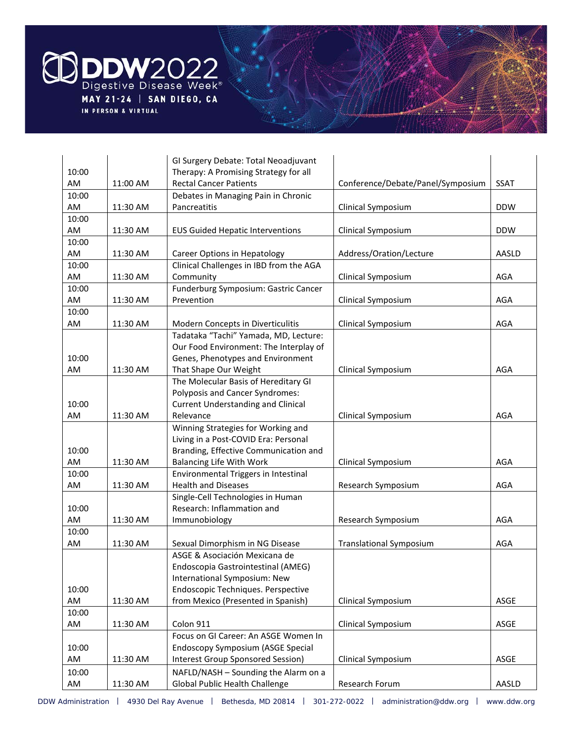| | | | | |
|---|---|---|---|---|
| 10:00 AM | 11:00 AM | GI Surgery Debate: Total Neoadjuvant Therapy: A Promising Strategy for all Rectal Cancer Patients | Conference/Debate/Panel/Symposium | SSAT |
| 10:00 AM | 11:30 AM | Debates in Managing Pain in Chronic Pancreatitis | Clinical Symposium | DDW |
| 10:00 AM | 11:30 AM | EUS Guided Hepatic Interventions | Clinical Symposium | DDW |
| 10:00 AM | 11:30 AM | Career Options in Hepatology | Address/Oration/Lecture | AASLD |
| 10:00 AM | 11:30 AM | Clinical Challenges in IBD from the AGA Community | Clinical Symposium | AGA |
| 10:00 AM | 11:30 AM | Funderburg Symposium: Gastric Cancer Prevention | Clinical Symposium | AGA |
| 10:00 AM | 11:30 AM | Modern Concepts in Diverticulitis | Clinical Symposium | AGA |
| 10:00 AM | 11:30 AM | Tadataka "Tachi" Yamada, MD, Lecture: Our Food Environment: The Interplay of Genes, Phenotypes and Environment That Shape Our Weight | Clinical Symposium | AGA |
| 10:00 AM | 11:30 AM | The Molecular Basis of Hereditary GI Polyposis and Cancer Syndromes: Current Understanding and Clinical Relevance | Clinical Symposium | AGA |
| 10:00 AM | 11:30 AM | Winning Strategies for Working and Living in a Post-COVID Era: Personal Branding, Effective Communication and Balancing Life With Work | Clinical Symposium | AGA |
| 10:00 AM | 11:30 AM | Environmental Triggers in Intestinal Health and Diseases | Research Symposium | AGA |
| 10:00 AM | 11:30 AM | Single-Cell Technologies in Human Research: Inflammation and Immunobiology | Research Symposium | AGA |
| 10:00 AM | 11:30 AM | Sexual Dimorphism in NG Disease | Translational Symposium | AGA |
| 10:00 AM | 11:30 AM | ASGE & Asociación Mexicana de Endoscopia Gastrointestinal (AMEG) International Symposium: New Endoscopic Techniques. Perspective from Mexico (Presented in Spanish) | Clinical Symposium | ASGE |
| 10:00 AM | 11:30 AM | Colon 911 | Clinical Symposium | ASGE |
| 10:00 AM | 11:30 AM | Focus on GI Career: An ASGE Women In Endoscopy Symposium (ASGE Special Interest Group Sponsored Session) | Clinical Symposium | ASGE |
| 10:00 AM | 11:30 AM | NAFLD/NASH – Sounding the Alarm on a Global Public Health Challenge | Research Forum | AASLD |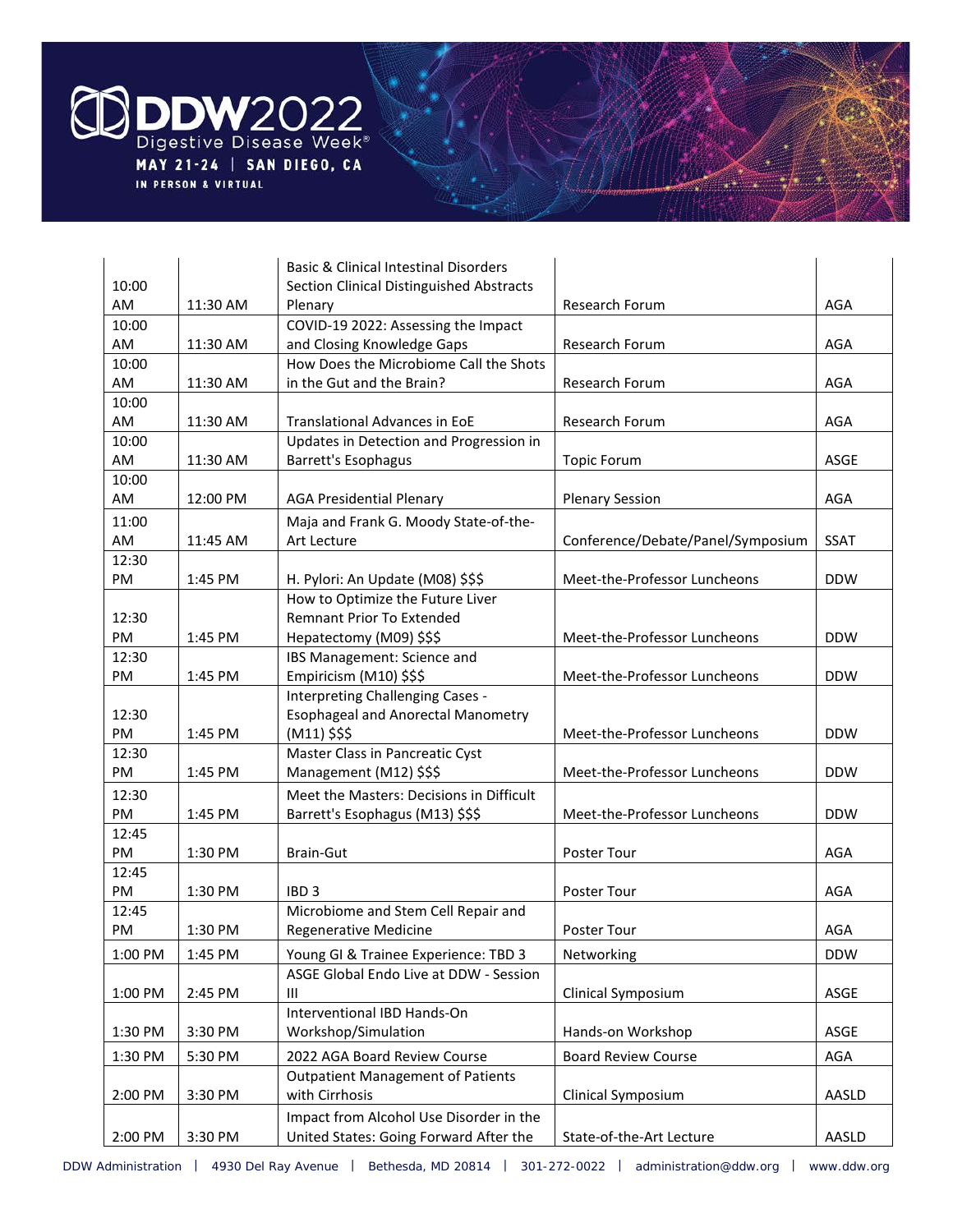| | | | | |
|---|---|---|---|---|
| 10:00 AM | 11:30 AM | Basic & Clinical Intestinal Disorders Section Clinical Distinguished Abstracts Plenary | Research Forum | AGA |
| 10:00 AM | 11:30 AM | COVID-19 2022: Assessing the Impact and Closing Knowledge Gaps | Research Forum | AGA |
| 10:00 AM | 11:30 AM | How Does the Microbiome Call the Shots in the Gut and the Brain? | Research Forum | AGA |
| 10:00 AM | 11:30 AM | Translational Advances in EoE | Research Forum | AGA |
| 10:00 AM | 11:30 AM | Updates in Detection and Progression in Barrett's Esophagus | Topic Forum | ASGE |
| 10:00 AM | 12:00 PM | AGA Presidential Plenary | Plenary Session | AGA |
| 11:00 AM | 11:45 AM | Maja and Frank G. Moody State-of-the-Art Lecture | Conference/Debate/Panel/Symposium | SSAT |
| 12:30 PM | 1:45 PM | H. Pylori: An Update (M08) $$$ | Meet-the-Professor Luncheons | DDW |
| 12:30 PM | 1:45 PM | How to Optimize the Future Liver Remnant Prior To Extended Hepatectomy (M09) $$$ | Meet-the-Professor Luncheons | DDW |
| 12:30 PM | 1:45 PM | IBS Management: Science and Empiricism (M10) $$$ | Meet-the-Professor Luncheons | DDW |
| 12:30 PM | 1:45 PM | Interpreting Challenging Cases - Esophageal and Anorectal Manometry (M11) $$$ | Meet-the-Professor Luncheons | DDW |
| 12:30 PM | 1:45 PM | Master Class in Pancreatic Cyst Management (M12) $$$ | Meet-the-Professor Luncheons | DDW |
| 12:30 PM | 1:45 PM | Meet the Masters: Decisions in Difficult Barrett's Esophagus (M13) $$$ | Meet-the-Professor Luncheons | DDW |
| 12:45 PM | 1:30 PM | Brain-Gut | Poster Tour | AGA |
| 12:45 PM | 1:30 PM | IBD 3 | Poster Tour | AGA |
| 12:45 PM | 1:30 PM | Microbiome and Stem Cell Repair and Regenerative Medicine | Poster Tour | AGA |
| 1:00 PM | 1:45 PM | Young GI & Trainee Experience: TBD 3 | Networking | DDW |
| 1:00 PM | 2:45 PM | ASGE Global Endo Live at DDW - Session III | Clinical Symposium | ASGE |
| 1:30 PM | 3:30 PM | Interventional IBD Hands-On Workshop/Simulation | Hands-on Workshop | ASGE |
| 1:30 PM | 5:30 PM | 2022 AGA Board Review Course | Board Review Course | AGA |
| 2:00 PM | 3:30 PM | Outpatient Management of Patients with Cirrhosis | Clinical Symposium | AASLD |
| 2:00 PM | 3:30 PM | Impact from Alcohol Use Disorder in the United States: Going Forward After the | State-of-the-Art Lecture | AASLD |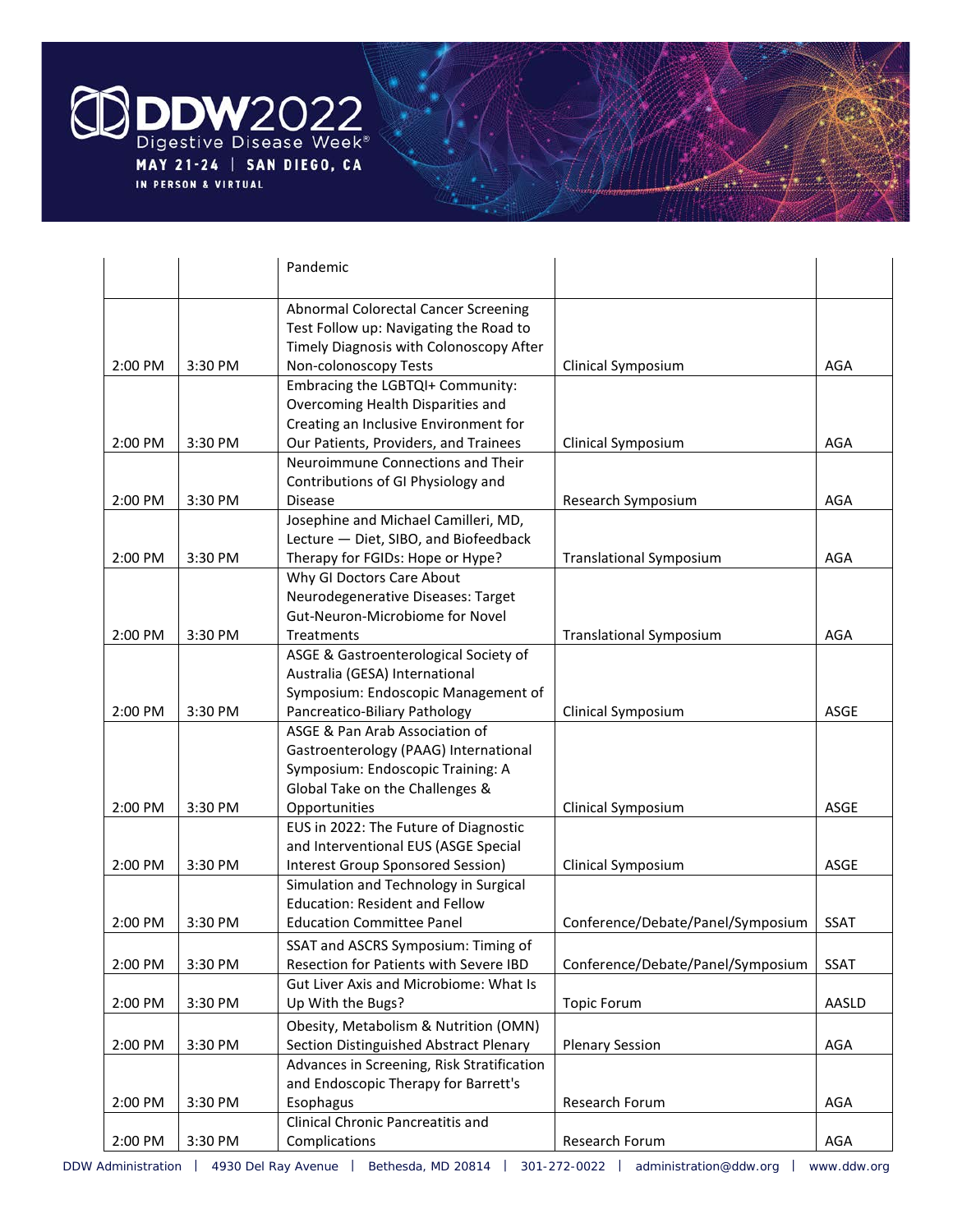|  |  | Pandemic |  |  |
|---|---|---|---|---|
| 2:00 PM | 3:30 PM | Abnormal Colorectal Cancer Screening Test Follow up: Navigating the Road to Timely Diagnosis with Colonoscopy After Non-colonoscopy Tests | Clinical Symposium | AGA |
| 2:00 PM | 3:30 PM | Embracing the LGBTQI+ Community: Overcoming Health Disparities and Creating an Inclusive Environment for Our Patients, Providers, and Trainees | Clinical Symposium | AGA |
| 2:00 PM | 3:30 PM | Neuroimmune Connections and Their Contributions of GI Physiology and Disease | Research Symposium | AGA |
| 2:00 PM | 3:30 PM | Josephine and Michael Camilleri, MD, Lecture — Diet, SIBO, and Biofeedback Therapy for FGIDs: Hope or Hype? | Translational Symposium | AGA |
| 2:00 PM | 3:30 PM | Why GI Doctors Care About Neurodegenerative Diseases: Target Gut-Neuron-Microbiome for Novel Treatments | Translational Symposium | AGA |
| 2:00 PM | 3:30 PM | ASGE & Gastroenterological Society of Australia (GESA) International Symposium: Endoscopic Management of Pancreatico-Biliary Pathology | Clinical Symposium | ASGE |
| 2:00 PM | 3:30 PM | ASGE & Pan Arab Association of Gastroenterology (PAAG) International Symposium: Endoscopic Training: A Global Take on the Challenges & Opportunities | Clinical Symposium | ASGE |
| 2:00 PM | 3:30 PM | EUS in 2022: The Future of Diagnostic and Interventional EUS (ASGE Special Interest Group Sponsored Session) | Clinical Symposium | ASGE |
| 2:00 PM | 3:30 PM | Simulation and Technology in Surgical Education: Resident and Fellow Education Committee Panel | Conference/Debate/Panel/Symposium | SSAT |
| 2:00 PM | 3:30 PM | SSAT and ASCRS Symposium: Timing of Resection for Patients with Severe IBD | Conference/Debate/Panel/Symposium | SSAT |
| 2:00 PM | 3:30 PM | Gut Liver Axis and Microbiome: What Is Up With the Bugs? | Topic Forum | AASLD |
| 2:00 PM | 3:30 PM | Obesity, Metabolism & Nutrition (OMN) Section Distinguished Abstract Plenary | Plenary Session | AGA |
| 2:00 PM | 3:30 PM | Advances in Screening, Risk Stratification and Endoscopic Therapy for Barrett's Esophagus | Research Forum | AGA |
| 2:00 PM | 3:30 PM | Clinical Chronic Pancreatitis and Complications | Research Forum | AGA |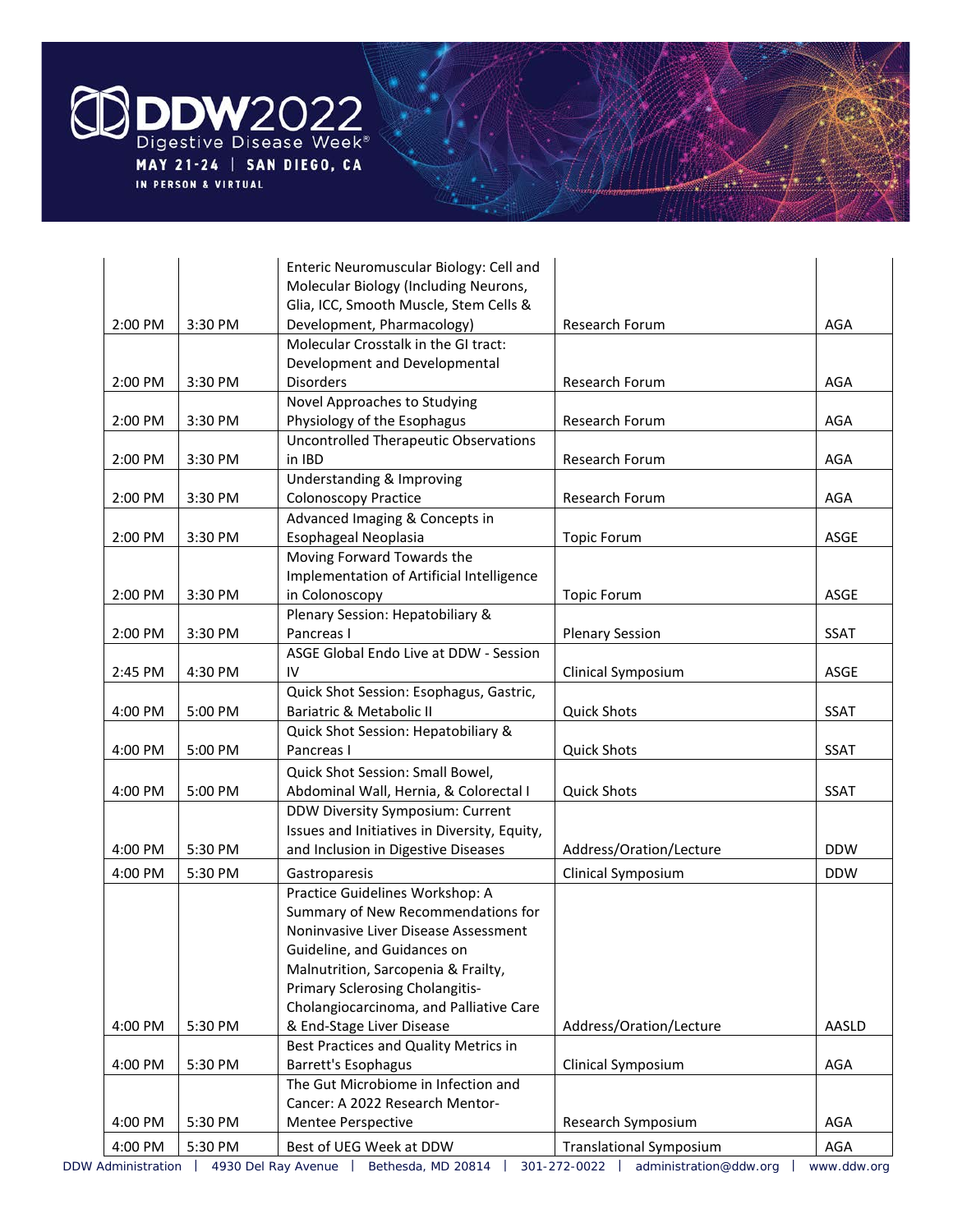| | | | | |
|---|---|---|---|---|
| 2:00 PM | 3:30 PM | Enteric Neuromuscular Biology: Cell and Molecular Biology (Including Neurons, Glia, ICC, Smooth Muscle, Stem Cells & Development, Pharmacology) | Research Forum | AGA |
| 2:00 PM | 3:30 PM | Molecular Crosstalk in the GI tract: Development and Developmental Disorders | Research Forum | AGA |
| 2:00 PM | 3:30 PM | Novel Approaches to Studying Physiology of the Esophagus | Research Forum | AGA |
| 2:00 PM | 3:30 PM | Uncontrolled Therapeutic Observations in IBD | Research Forum | AGA |
| 2:00 PM | 3:30 PM | Understanding & Improving Colonoscopy Practice | Research Forum | AGA |
| 2:00 PM | 3:30 PM | Advanced Imaging & Concepts in Esophageal Neoplasia | Topic Forum | ASGE |
| 2:00 PM | 3:30 PM | Moving Forward Towards the Implementation of Artificial Intelligence in Colonoscopy | Topic Forum | ASGE |
| 2:00 PM | 3:30 PM | Plenary Session: Hepatobiliary & Pancreas I | Plenary Session | SSAT |
| 2:45 PM | 4:30 PM | ASGE Global Endo Live at DDW - Session IV | Clinical Symposium | ASGE |
| 4:00 PM | 5:00 PM | Quick Shot Session: Esophagus, Gastric, Bariatric & Metabolic II | Quick Shots | SSAT |
| 4:00 PM | 5:00 PM | Quick Shot Session: Hepatobiliary & Pancreas I | Quick Shots | SSAT |
| 4:00 PM | 5:00 PM | Quick Shot Session: Small Bowel, Abdominal Wall, Hernia, & Colorectal I | Quick Shots | SSAT |
| 4:00 PM | 5:30 PM | DDW Diversity Symposium: Current Issues and Initiatives in Diversity, Equity, and Inclusion in Digestive Diseases | Address/Oration/Lecture | DDW |
| 4:00 PM | 5:30 PM | Gastroparesis | Clinical Symposium | DDW |
| 4:00 PM | 5:30 PM | Practice Guidelines Workshop: A Summary of New Recommendations for Noninvasive Liver Disease Assessment Guideline, and Guidances on Malnutrition, Sarcopenia & Frailty, Primary Sclerosing Cholangitis-Cholangiocarcinoma, and Palliative Care & End-Stage Liver Disease | Address/Oration/Lecture | AASLD |
| 4:00 PM | 5:30 PM | Best Practices and Quality Metrics in Barrett's Esophagus | Clinical Symposium | AGA |
| 4:00 PM | 5:30 PM | The Gut Microbiome in Infection and Cancer: A 2022 Research Mentor-Mentee Perspective | Research Symposium | AGA |
| 4:00 PM | 5:30 PM | Best of UEG Week at DDW | Translational Symposium | AGA |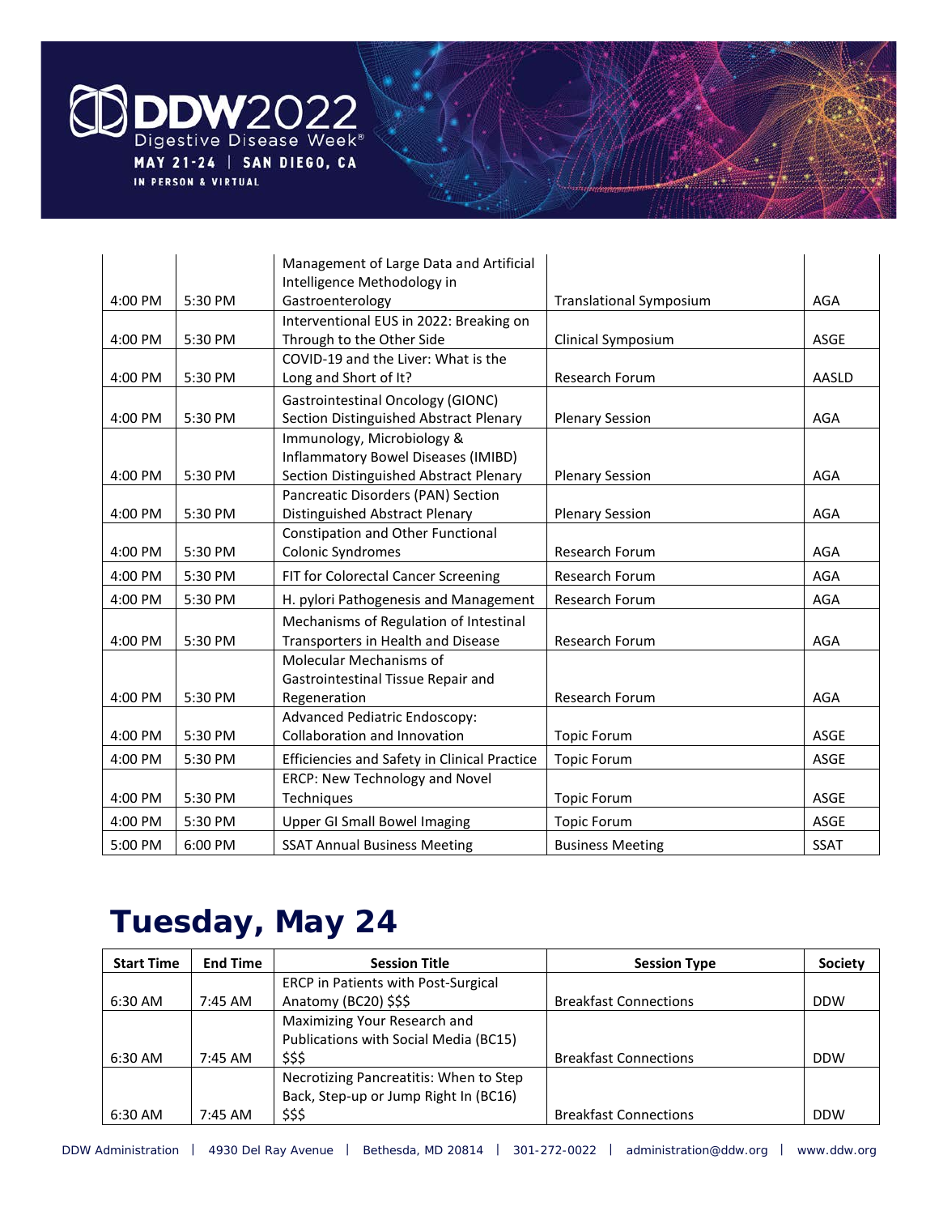| | | | | |
|---|---|---|---|---|
| 4:00 PM | 5:30 PM | Management of Large Data and Artificial Intelligence Methodology in Gastroenterology | Translational Symposium | AGA |
| 4:00 PM | 5:30 PM | Interventional EUS in 2022: Breaking on Through to the Other Side | Clinical Symposium | ASGE |
| 4:00 PM | 5:30 PM | COVID-19 and the Liver: What is the Long and Short of It? | Research Forum | AASLD |
| 4:00 PM | 5:30 PM | Gastrointestinal Oncology (GIONC) Section Distinguished Abstract Plenary | Plenary Session | AGA |
| 4:00 PM | 5:30 PM | Immunology, Microbiology & Inflammatory Bowel Diseases (IMIBD) Section Distinguished Abstract Plenary | Plenary Session | AGA |
| 4:00 PM | 5:30 PM | Pancreatic Disorders (PAN) Section Distinguished Abstract Plenary | Plenary Session | AGA |
| 4:00 PM | 5:30 PM | Constipation and Other Functional Colonic Syndromes | Research Forum | AGA |
| 4:00 PM | 5:30 PM | FIT for Colorectal Cancer Screening | Research Forum | AGA |
| 4:00 PM | 5:30 PM | H. pylori Pathogenesis and Management | Research Forum | AGA |
| 4:00 PM | 5:30 PM | Mechanisms of Regulation of Intestinal Transporters in Health and Disease | Research Forum | AGA |
| 4:00 PM | 5:30 PM | Molecular Mechanisms of Gastrointestinal Tissue Repair and Regeneration | Research Forum | AGA |
| 4:00 PM | 5:30 PM | Advanced Pediatric Endoscopy: Collaboration and Innovation | Topic Forum | ASGE |
| 4:00 PM | 5:30 PM | Efficiencies and Safety in Clinical Practice | Topic Forum | ASGE |
| 4:00 PM | 5:30 PM | ERCP: New Technology and Novel Techniques | Topic Forum | ASGE |
| 4:00 PM | 5:30 PM | Upper GI Small Bowel Imaging | Topic Forum | ASGE |
| 5:00 PM | 6:00 PM | SSAT Annual Business Meeting | Business Meeting | SSAT |

# Tuesday, May 24

| Start Time | End Time | Session Title | Session Type | Society |
|---|---|---|---|---|
| 6:30 AM | 7:45 AM | ERCP in Patients with Post-Surgical Anatomy (BC20) $$$ | Breakfast Connections | DDW |
| 6:30 AM | 7:45 AM | Maximizing Your Research and Publications with Social Media (BC15) $$$ | Breakfast Connections | DDW |
| 6:30 AM | 7:45 AM | Necrotizing Pancreatitis: When to Step Back, Step-up or Jump Right In (BC16) $$$ | Breakfast Connections | DDW |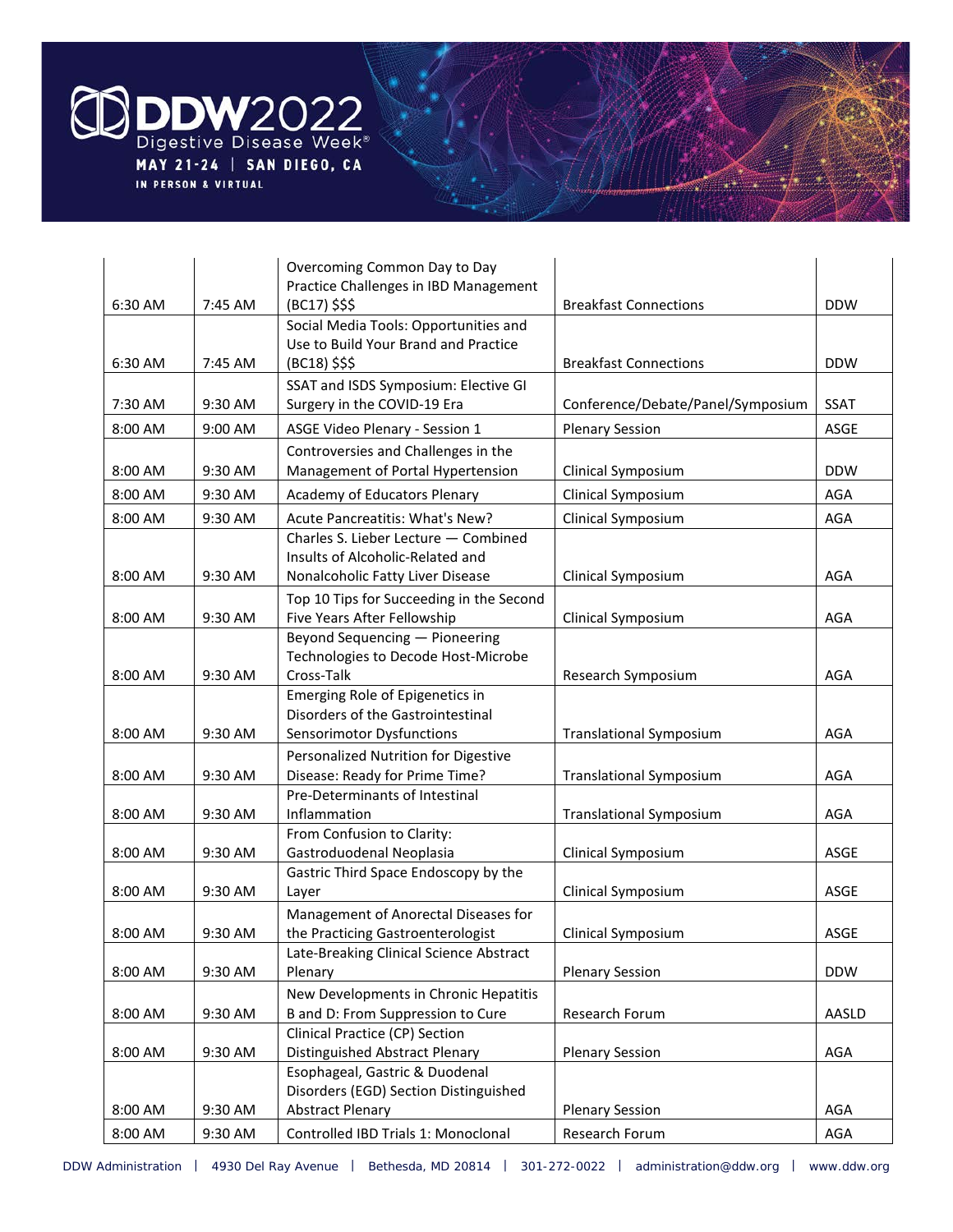| | | | | |
|---|---|---|---|---|
| 6:30 AM | 7:45 AM | Overcoming Common Day to Day Practice Challenges in IBD Management (BC17) $$$ | Breakfast Connections | DDW |
| 6:30 AM | 7:45 AM | Social Media Tools: Opportunities and Use to Build Your Brand and Practice (BC18) $$$ | Breakfast Connections | DDW |
| 7:30 AM | 9:30 AM | SSAT and ISDS Symposium: Elective GI Surgery in the COVID-19 Era | Conference/Debate/Panel/Symposium | SSAT |
| 8:00 AM | 9:00 AM | ASGE Video Plenary - Session 1 | Plenary Session | ASGE |
| 8:00 AM | 9:30 AM | Controversies and Challenges in the Management of Portal Hypertension | Clinical Symposium | DDW |
| 8:00 AM | 9:30 AM | Academy of Educators Plenary | Clinical Symposium | AGA |
| 8:00 AM | 9:30 AM | Acute Pancreatitis: What's New? | Clinical Symposium | AGA |
| 8:00 AM | 9:30 AM | Charles S. Lieber Lecture — Combined Insults of Alcoholic-Related and Nonalcoholic Fatty Liver Disease | Clinical Symposium | AGA |
| 8:00 AM | 9:30 AM | Top 10 Tips for Succeeding in the Second Five Years After Fellowship | Clinical Symposium | AGA |
| 8:00 AM | 9:30 AM | Beyond Sequencing — Pioneering Technologies to Decode Host-Microbe Cross-Talk | Research Symposium | AGA |
| 8:00 AM | 9:30 AM | Emerging Role of Epigenetics in Disorders of the Gastrointestinal Sensorimotor Dysfunctions | Translational Symposium | AGA |
| 8:00 AM | 9:30 AM | Personalized Nutrition for Digestive Disease: Ready for Prime Time? | Translational Symposium | AGA |
| 8:00 AM | 9:30 AM | Pre-Determinants of Intestinal Inflammation | Translational Symposium | AGA |
| 8:00 AM | 9:30 AM | From Confusion to Clarity: Gastroduodenal Neoplasia | Clinical Symposium | ASGE |
| 8:00 AM | 9:30 AM | Gastric Third Space Endoscopy by the Layer | Clinical Symposium | ASGE |
| 8:00 AM | 9:30 AM | Management of Anorectal Diseases for the Practicing Gastroenterologist | Clinical Symposium | ASGE |
| 8:00 AM | 9:30 AM | Late-Breaking Clinical Science Abstract Plenary | Plenary Session | DDW |
| 8:00 AM | 9:30 AM | New Developments in Chronic Hepatitis B and D: From Suppression to Cure | Research Forum | AASLD |
| 8:00 AM | 9:30 AM | Clinical Practice (CP) Section Distinguished Abstract Plenary | Plenary Session | AGA |
| 8:00 AM | 9:30 AM | Esophageal, Gastric & Duodenal Disorders (EGD) Section Distinguished Abstract Plenary | Plenary Session | AGA |
| 8:00 AM | 9:30 AM | Controlled IBD Trials 1: Monoclonal | Research Forum | AGA |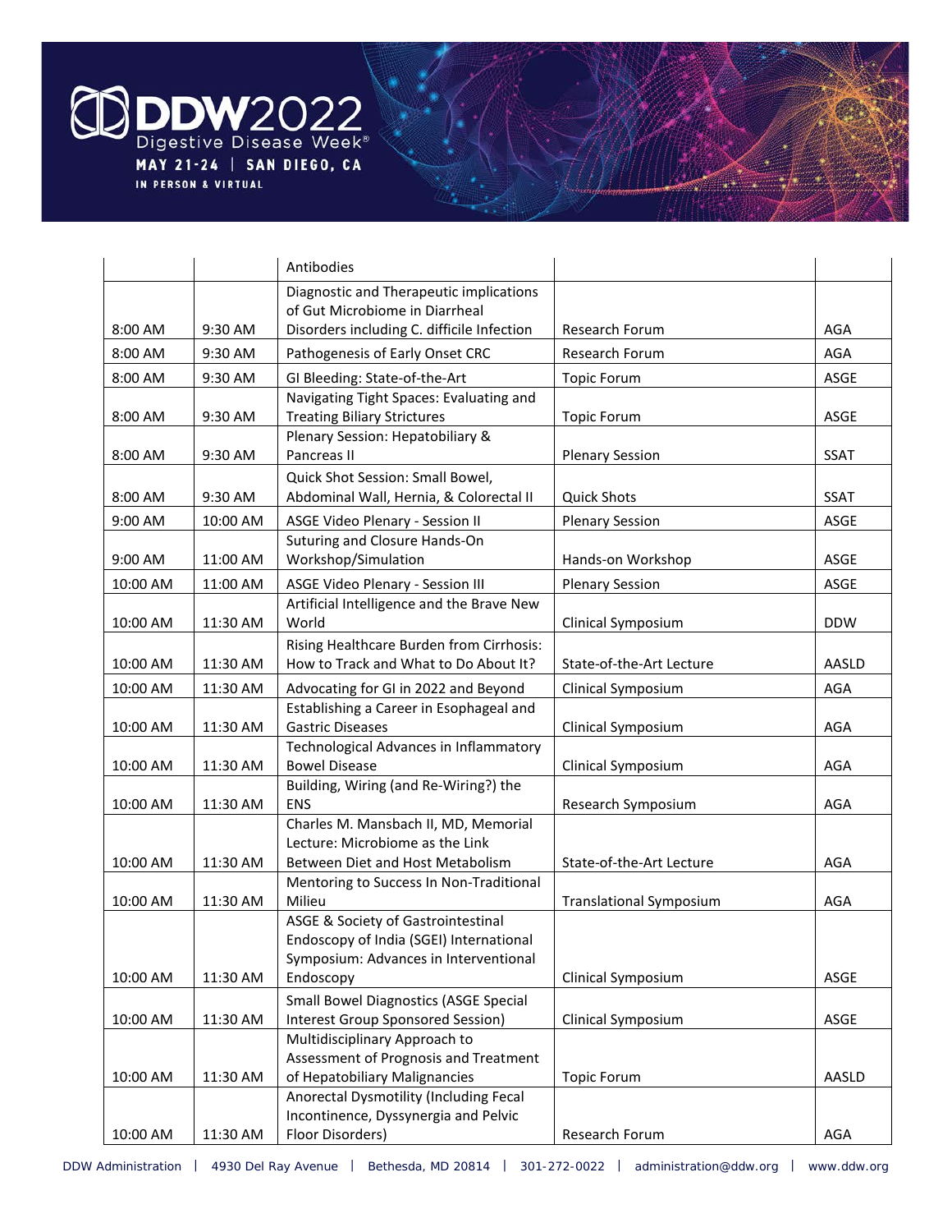| | | | | |
|---|---|---|---|---|
| | | Antibodies | | |
| 8:00 AM | 9:30 AM | Diagnostic and Therapeutic implications of Gut Microbiome in Diarrheal Disorders including C. difficile Infection | Research Forum | AGA |
| 8:00 AM | 9:30 AM | Pathogenesis of Early Onset CRC | Research Forum | AGA |
| 8:00 AM | 9:30 AM | GI Bleeding: State-of-the-Art | Topic Forum | ASGE |
| 8:00 AM | 9:30 AM | Navigating Tight Spaces: Evaluating and Treating Biliary Strictures | Topic Forum | ASGE |
| 8:00 AM | 9:30 AM | Plenary Session: Hepatobiliary & Pancreas II | Plenary Session | SSAT |
| 8:00 AM | 9:30 AM | Quick Shot Session: Small Bowel, Abdominal Wall, Hernia, & Colorectal II | Quick Shots | SSAT |
| 9:00 AM | 10:00 AM | ASGE Video Plenary - Session II | Plenary Session | ASGE |
| 9:00 AM | 11:00 AM | Suturing and Closure Hands-On Workshop/Simulation | Hands-on Workshop | ASGE |
| 10:00 AM | 11:00 AM | ASGE Video Plenary - Session III | Plenary Session | ASGE |
| 10:00 AM | 11:30 AM | Artificial Intelligence and the Brave New World | Clinical Symposium | DDW |
| 10:00 AM | 11:30 AM | Rising Healthcare Burden from Cirrhosis: How to Track and What to Do About It? | State-of-the-Art Lecture | AASLD |
| 10:00 AM | 11:30 AM | Advocating for GI in 2022 and Beyond | Clinical Symposium | AGA |
| 10:00 AM | 11:30 AM | Establishing a Career in Esophageal and Gastric Diseases | Clinical Symposium | AGA |
| 10:00 AM | 11:30 AM | Technological Advances in Inflammatory Bowel Disease | Clinical Symposium | AGA |
| 10:00 AM | 11:30 AM | Building, Wiring (and Re-Wiring?) the ENS | Research Symposium | AGA |
| 10:00 AM | 11:30 AM | Charles M. Mansbach II, MD, Memorial Lecture: Microbiome as the Link Between Diet and Host Metabolism | State-of-the-Art Lecture | AGA |
| 10:00 AM | 11:30 AM | Mentoring to Success In Non-Traditional Milieu | Translational Symposium | AGA |
| 10:00 AM | 11:30 AM | ASGE & Society of Gastrointestinal Endoscopy of India (SGEI) International Symposium: Advances in Interventional Endoscopy | Clinical Symposium | ASGE |
| 10:00 AM | 11:30 AM | Small Bowel Diagnostics (ASGE Special Interest Group Sponsored Session) | Clinical Symposium | ASGE |
| 10:00 AM | 11:30 AM | Multidisciplinary Approach to Assessment of Prognosis and Treatment of Hepatobiliary Malignancies | Topic Forum | AASLD |
| 10:00 AM | 11:30 AM | Anorectal Dysmotility (Including Fecal Incontinence, Dyssynergia and Pelvic Floor Disorders) | Research Forum | AGA |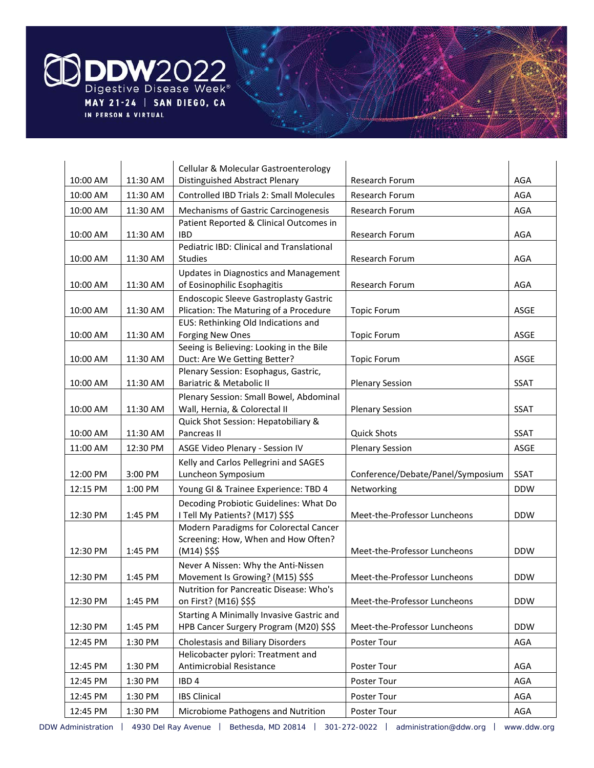| | | | | |
|---|---|---|---|---|
| 10:00 AM | 11:30 AM | Cellular & Molecular Gastroenterology Distinguished Abstract Plenary | Research Forum | AGA |
| 10:00 AM | 11:30 AM | Controlled IBD Trials 2: Small Molecules | Research Forum | AGA |
| 10:00 AM | 11:30 AM | Mechanisms of Gastric Carcinogenesis | Research Forum | AGA |
| 10:00 AM | 11:30 AM | Patient Reported & Clinical Outcomes in IBD | Research Forum | AGA |
| 10:00 AM | 11:30 AM | Pediatric IBD: Clinical and Translational Studies | Research Forum | AGA |
| 10:00 AM | 11:30 AM | Updates in Diagnostics and Management of Eosinophilic Esophagitis | Research Forum | AGA |
| 10:00 AM | 11:30 AM | Endoscopic Sleeve Gastroplasty Gastric Plication: The Maturing of a Procedure | Topic Forum | ASGE |
| 10:00 AM | 11:30 AM | EUS: Rethinking Old Indications and Forging New Ones | Topic Forum | ASGE |
| 10:00 AM | 11:30 AM | Seeing is Believing: Looking in the Bile Duct: Are We Getting Better? | Topic Forum | ASGE |
| 10:00 AM | 11:30 AM | Plenary Session: Esophagus, Gastric, Bariatric & Metabolic II | Plenary Session | SSAT |
| 10:00 AM | 11:30 AM | Plenary Session: Small Bowel, Abdominal Wall, Hernia, & Colorectal II | Plenary Session | SSAT |
| 10:00 AM | 11:30 AM | Quick Shot Session: Hepatobiliary & Pancreas II | Quick Shots | SSAT |
| 11:00 AM | 12:30 PM | ASGE Video Plenary - Session IV | Plenary Session | ASGE |
| 12:00 PM | 3:00 PM | Kelly and Carlos Pellegrini and SAGES Luncheon Symposium | Conference/Debate/Panel/Symposium | SSAT |
| 12:15 PM | 1:00 PM | Young GI & Trainee Experience: TBD 4 | Networking | DDW |
| 12:30 PM | 1:45 PM | Decoding Probiotic Guidelines: What Do I Tell My Patients? (M17) $$$ | Meet-the-Professor Luncheons | DDW |
| 12:30 PM | 1:45 PM | Modern Paradigms for Colorectal Cancer Screening: How, When and How Often? (M14) $$$ | Meet-the-Professor Luncheons | DDW |
| 12:30 PM | 1:45 PM | Never A Nissen: Why the Anti-Nissen Movement Is Growing? (M15) $$$ | Meet-the-Professor Luncheons | DDW |
| 12:30 PM | 1:45 PM | Nutrition for Pancreatic Disease: Who's on First? (M16) $$$ | Meet-the-Professor Luncheons | DDW |
| 12:30 PM | 1:45 PM | Starting A Minimally Invasive Gastric and HPB Cancer Surgery Program (M20) $$$ | Meet-the-Professor Luncheons | DDW |
| 12:45 PM | 1:30 PM | Cholestasis and Biliary Disorders | Poster Tour | AGA |
| 12:45 PM | 1:30 PM | Helicobacter pylori: Treatment and Antimicrobial Resistance | Poster Tour | AGA |
| 12:45 PM | 1:30 PM | IBD 4 | Poster Tour | AGA |
| 12:45 PM | 1:30 PM | IBS Clinical | Poster Tour | AGA |
| 12:45 PM | 1:30 PM | Microbiome Pathogens and Nutrition | Poster Tour | AGA |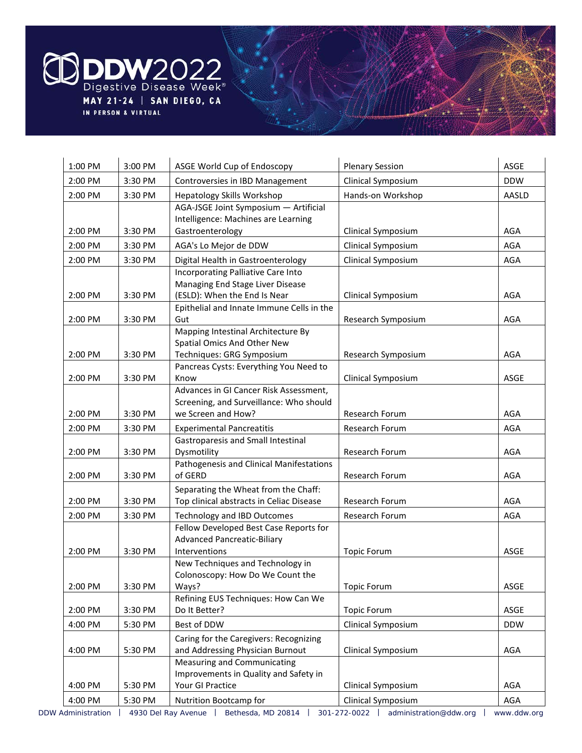| 1:00 PM | 3:00 PM | ASGE World Cup of Endoscopy | Plenary Session | ASGE |
|---|---|---|---|---|
| 2:00 PM | 3:30 PM | Controversies in IBD Management | Clinical Symposium | DDW |
| 2:00 PM | 3:30 PM | Hepatology Skills Workshop | Hands-on Workshop | AASLD |
| 2:00 PM | 3:30 PM | AGA-JSGE Joint Symposium — Artificial Intelligence: Machines are Learning Gastroenterology | Clinical Symposium | AGA |
| 2:00 PM | 3:30 PM | AGA's Lo Mejor de DDW | Clinical Symposium | AGA |
| 2:00 PM | 3:30 PM | Digital Health in Gastroenterology | Clinical Symposium | AGA |
| 2:00 PM | 3:30 PM | Incorporating Palliative Care Into Managing End Stage Liver Disease (ESLD): When the End Is Near | Clinical Symposium | AGA |
| 2:00 PM | 3:30 PM | Epithelial and Innate Immune Cells in the Gut | Research Symposium | AGA |
| 2:00 PM | 3:30 PM | Mapping Intestinal Architecture By Spatial Omics And Other New Techniques: GRG Symposium | Research Symposium | AGA |
| 2:00 PM | 3:30 PM | Pancreas Cysts: Everything You Need to Know | Clinical Symposium | ASGE |
| 2:00 PM | 3:30 PM | Advances in GI Cancer Risk Assessment, Screening, and Surveillance: Who should we Screen and How? | Research Forum | AGA |
| 2:00 PM | 3:30 PM | Experimental Pancreatitis | Research Forum | AGA |
| 2:00 PM | 3:30 PM | Gastroparesis and Small Intestinal Dysmotility | Research Forum | AGA |
| 2:00 PM | 3:30 PM | Pathogenesis and Clinical Manifestations of GERD | Research Forum | AGA |
| 2:00 PM | 3:30 PM | Separating the Wheat from the Chaff: Top clinical abstracts in Celiac Disease | Research Forum | AGA |
| 2:00 PM | 3:30 PM | Technology and IBD Outcomes | Research Forum | AGA |
| 2:00 PM | 3:30 PM | Fellow Developed Best Case Reports for Advanced Pancreatic-Biliary Interventions | Topic Forum | ASGE |
| 2:00 PM | 3:30 PM | New Techniques and Technology in Colonoscopy: How Do We Count the Ways? | Topic Forum | ASGE |
| 2:00 PM | 3:30 PM | Refining EUS Techniques: How Can We Do It Better? | Topic Forum | ASGE |
| 4:00 PM | 5:30 PM | Best of DDW | Clinical Symposium | DDW |
| 4:00 PM | 5:30 PM | Caring for the Caregivers: Recognizing and Addressing Physician Burnout | Clinical Symposium | AGA |
| 4:00 PM | 5:30 PM | Measuring and Communicating Improvements in Quality and Safety in Your GI Practice | Clinical Symposium | AGA |
| 4:00 PM | 5:30 PM | Nutrition Bootcamp for | Clinical Symposium | AGA |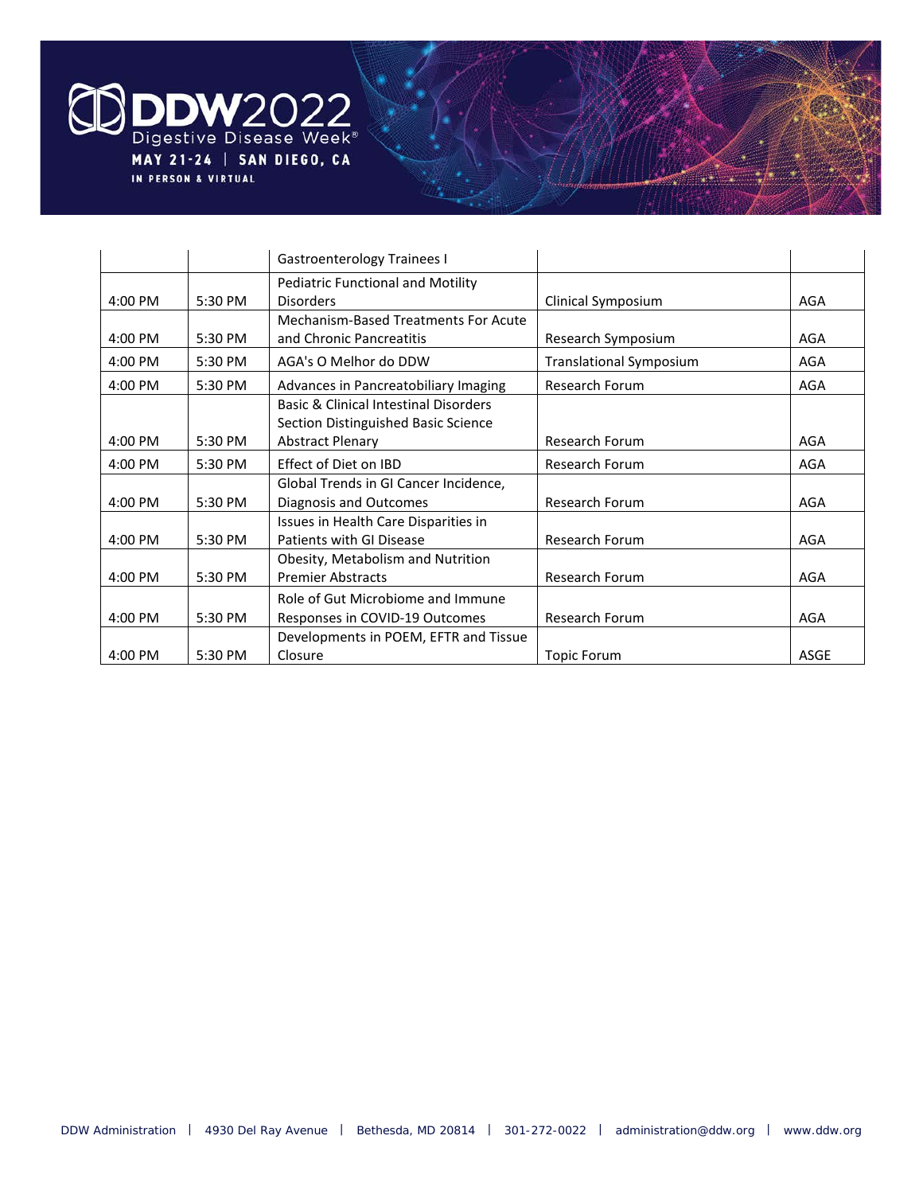| | | | | |
|---|---|---|---|---|
| | | Gastroenterology Trainees I | | |
| 4:00 PM | 5:30 PM | Pediatric Functional and Motility Disorders | Clinical Symposium | AGA |
| 4:00 PM | 5:30 PM | Mechanism-Based Treatments For Acute and Chronic Pancreatitis | Research Symposium | AGA |
| 4:00 PM | 5:30 PM | AGA's O Melhor do DDW | Translational Symposium | AGA |
| 4:00 PM | 5:30 PM | Advances in Pancreatobiliary Imaging | Research Forum | AGA |
| 4:00 PM | 5:30 PM | Basic & Clinical Intestinal Disorders Section Distinguished Basic Science Abstract Plenary | Research Forum | AGA |
| 4:00 PM | 5:30 PM | Effect of Diet on IBD | Research Forum | AGA |
| 4:00 PM | 5:30 PM | Global Trends in GI Cancer Incidence, Diagnosis and Outcomes | Research Forum | AGA |
| 4:00 PM | 5:30 PM | Issues in Health Care Disparities in Patients with GI Disease | Research Forum | AGA |
| 4:00 PM | 5:30 PM | Obesity, Metabolism and Nutrition Premier Abstracts | Research Forum | AGA |
| 4:00 PM | 5:30 PM | Role of Gut Microbiome and Immune Responses in COVID-19 Outcomes | Research Forum | AGA |
| 4:00 PM | 5:30 PM | Developments in POEM, EFTR and Tissue Closure | Topic Forum | ASGE |